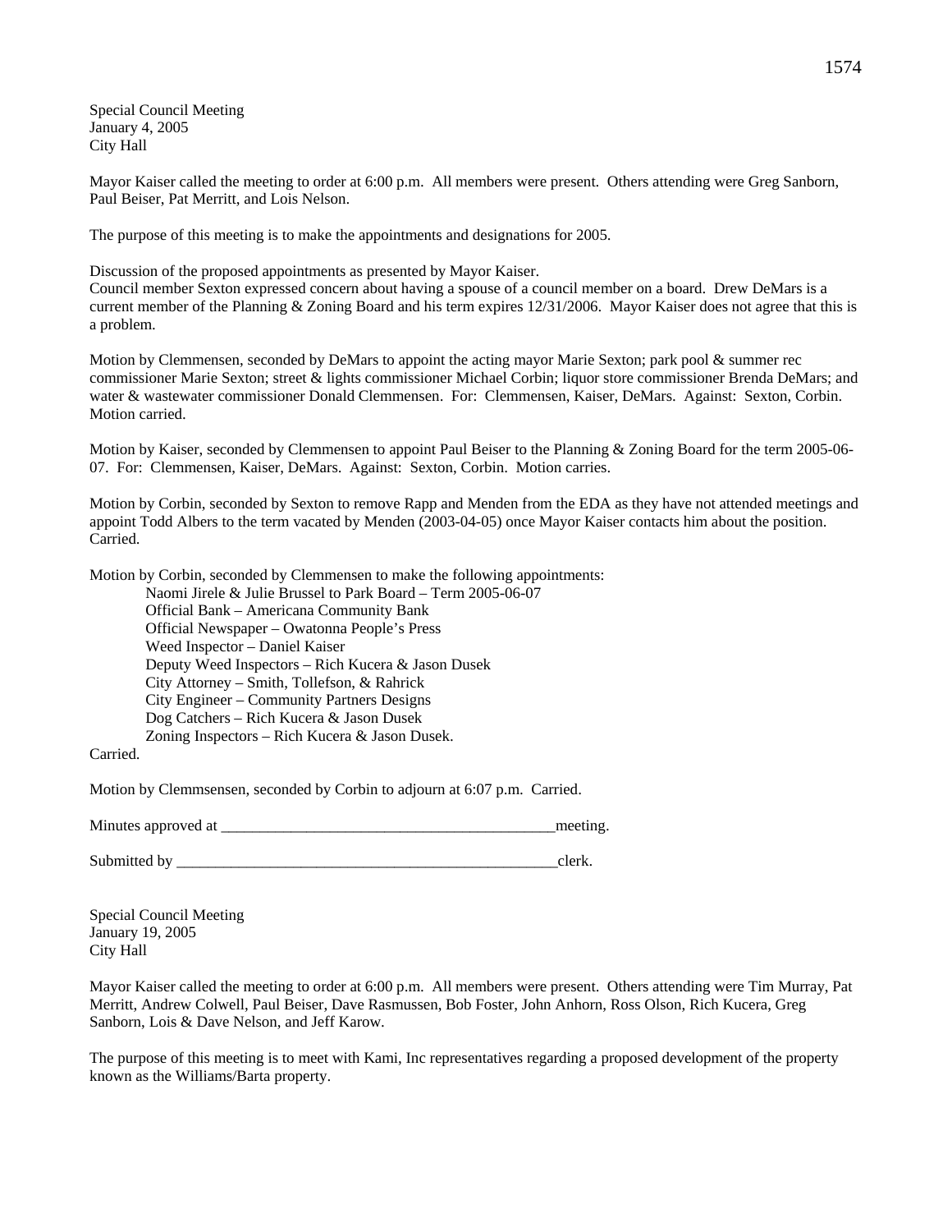Special Council Meeting
January 4, 2005
City Hall

Mayor Kaiser called the meeting to order at 6:00 p.m. All members were present. Others attending were Greg Sanborn, Paul Beiser, Pat Merritt, and Lois Nelson.

The purpose of this meeting is to make the appointments and designations for 2005.

Discussion of the proposed appointments as presented by Mayor Kaiser.
Council member Sexton expressed concern about having a spouse of a council member on a board. Drew DeMars is a current member of the Planning & Zoning Board and his term expires 12/31/2006. Mayor Kaiser does not agree that this is a problem.

Motion by Clemmensen, seconded by DeMars to appoint the acting mayor Marie Sexton; park pool & summer rec commissioner Marie Sexton; street & lights commissioner Michael Corbin; liquor store commissioner Brenda DeMars; and water & wastewater commissioner Donald Clemmensen. For: Clemmensen, Kaiser, DeMars. Against: Sexton, Corbin. Motion carried.

Motion by Kaiser, seconded by Clemmensen to appoint Paul Beiser to the Planning & Zoning Board for the term 2005-06-07. For: Clemmensen, Kaiser, DeMars. Against: Sexton, Corbin. Motion carries.

Motion by Corbin, seconded by Sexton to remove Rapp and Menden from the EDA as they have not attended meetings and appoint Todd Albers to the term vacated by Menden (2003-04-05) once Mayor Kaiser contacts him about the position. Carried.

Motion by Corbin, seconded by Clemmensen to make the following appointments:

Naomi Jirele & Julie Brussel to Park Board – Term 2005-06-07
Official Bank – Americana Community Bank
Official Newspaper – Owatonna People's Press
Weed Inspector – Daniel Kaiser
Deputy Weed Inspectors – Rich Kucera & Jason Dusek
City Attorney – Smith, Tollefson, & Rahrick
City Engineer – Community Partners Designs
Dog Catchers – Rich Kucera & Jason Dusek
Zoning Inspectors – Rich Kucera & Jason Dusek.

Carried.

Motion by Clemmsensen, seconded by Corbin to adjourn at 6:07 p.m. Carried.

Minutes approved at ___________________________________________meeting.

Submitted by ___________________________________________________clerk.

Special Council Meeting
January 19, 2005
City Hall

Mayor Kaiser called the meeting to order at 6:00 p.m. All members were present. Others attending were Tim Murray, Pat Merritt, Andrew Colwell, Paul Beiser, Dave Rasmussen, Bob Foster, John Anhorn, Ross Olson, Rich Kucera, Greg Sanborn, Lois & Dave Nelson, and Jeff Karow.

The purpose of this meeting is to meet with Kami, Inc representatives regarding a proposed development of the property known as the Williams/Barta property.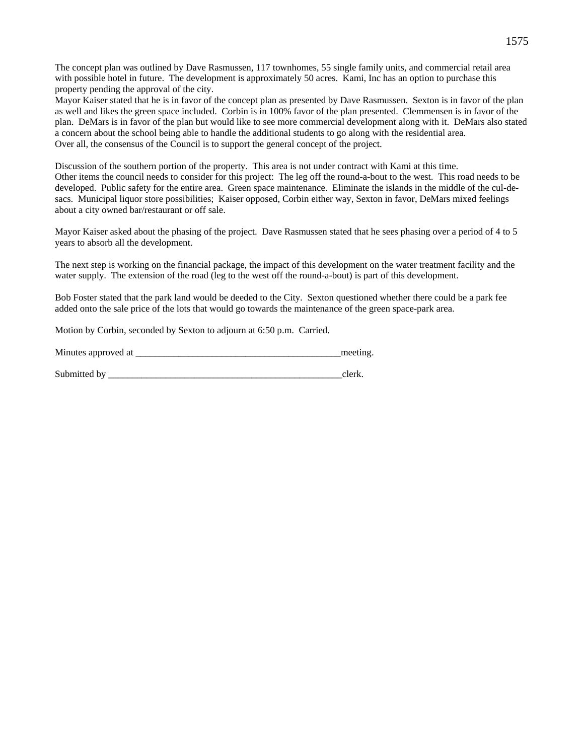The concept plan was outlined by Dave Rasmussen, 117 townhomes, 55 single family units, and commercial retail area with possible hotel in future. The development is approximately 50 acres. Kami, Inc has an option to purchase this property pending the approval of the city.
Mayor Kaiser stated that he is in favor of the concept plan as presented by Dave Rasmussen. Sexton is in favor of the plan as well and likes the green space included. Corbin is in 100% favor of the plan presented. Clemmensen is in favor of the plan. DeMars is in favor of the plan but would like to see more commercial development along with it. DeMars also stated a concern about the school being able to handle the additional students to go along with the residential area.
Over all, the consensus of the Council is to support the general concept of the project.

Discussion of the southern portion of the property. This area is not under contract with Kami at this time.
Other items the council needs to consider for this project: The leg off the round-a-bout to the west. This road needs to be developed. Public safety for the entire area. Green space maintenance. Eliminate the islands in the middle of the cul-de-sacs. Municipal liquor store possibilities; Kaiser opposed, Corbin either way, Sexton in favor, DeMars mixed feelings about a city owned bar/restaurant or off sale.

Mayor Kaiser asked about the phasing of the project. Dave Rasmussen stated that he sees phasing over a period of 4 to 5 years to absorb all the development.

The next step is working on the financial package, the impact of this development on the water treatment facility and the water supply. The extension of the road (leg to the west off the round-a-bout) is part of this development.

Bob Foster stated that the park land would be deeded to the City. Sexton questioned whether there could be a park fee added onto the sale price of the lots that would go towards the maintenance of the green space-park area.

Motion by Corbin, seconded by Sexton to adjourn at 6:50 p.m. Carried.

Minutes approved at ___________________________________________meeting.

Submitted by ___________________________________________________clerk.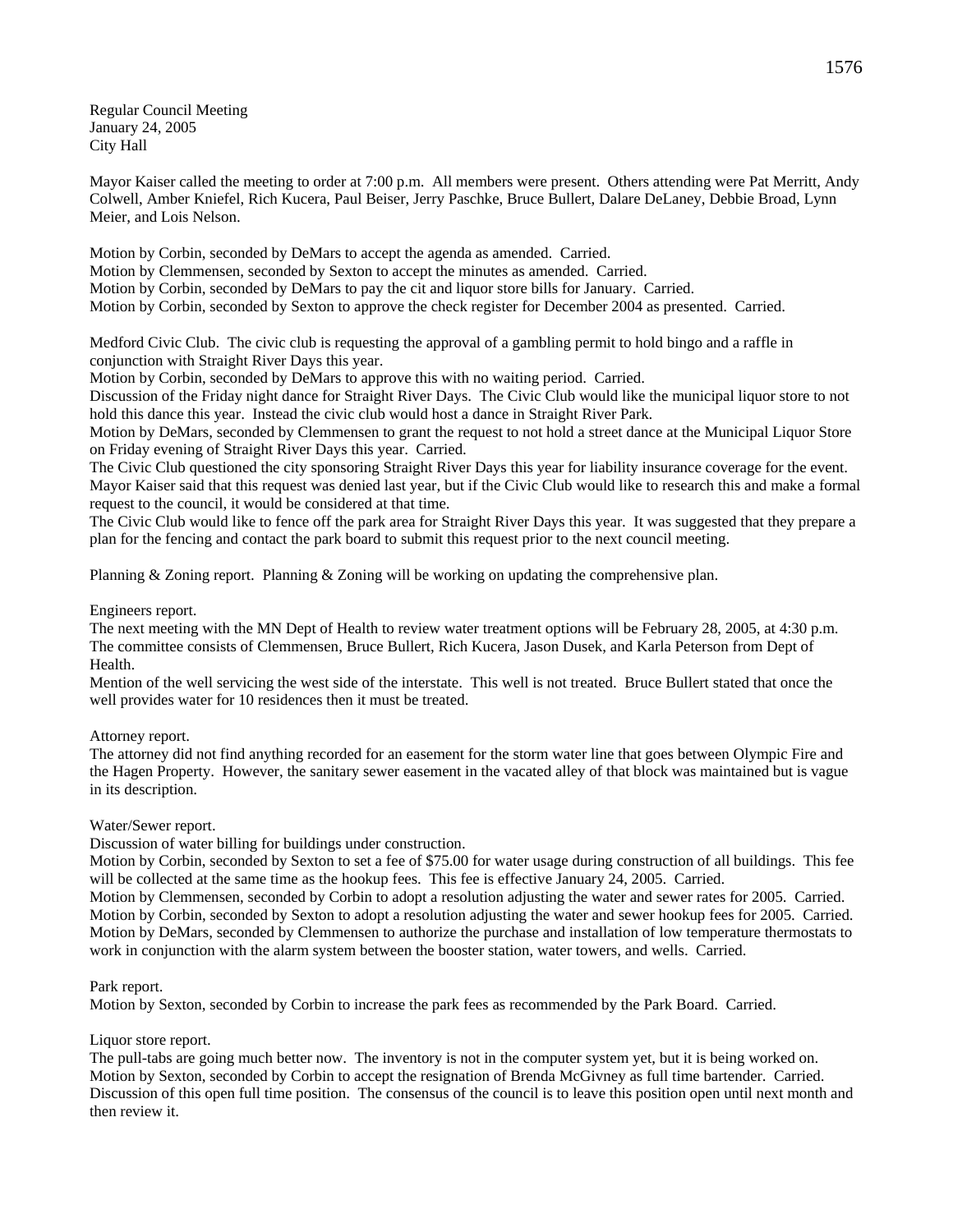Regular Council Meeting
January 24, 2005
City Hall

Mayor Kaiser called the meeting to order at 7:00 p.m. All members were present. Others attending were Pat Merritt, Andy Colwell, Amber Kniefel, Rich Kucera, Paul Beiser, Jerry Paschke, Bruce Bullert, Dalare DeLaney, Debbie Broad, Lynn Meier, and Lois Nelson.

Motion by Corbin, seconded by DeMars to accept the agenda as amended. Carried.
Motion by Clemmensen, seconded by Sexton to accept the minutes as amended. Carried.
Motion by Corbin, seconded by DeMars to pay the cit and liquor store bills for January. Carried.
Motion by Corbin, seconded by Sexton to approve the check register for December 2004 as presented. Carried.

Medford Civic Club. The civic club is requesting the approval of a gambling permit to hold bingo and a raffle in conjunction with Straight River Days this year.
Motion by Corbin, seconded by DeMars to approve this with no waiting period. Carried.
Discussion of the Friday night dance for Straight River Days. The Civic Club would like the municipal liquor store to not hold this dance this year. Instead the civic club would host a dance in Straight River Park.
Motion by DeMars, seconded by Clemmensen to grant the request to not hold a street dance at the Municipal Liquor Store on Friday evening of Straight River Days this year. Carried.
The Civic Club questioned the city sponsoring Straight River Days this year for liability insurance coverage for the event. Mayor Kaiser said that this request was denied last year, but if the Civic Club would like to research this and make a formal request to the council, it would be considered at that time.
The Civic Club would like to fence off the park area for Straight River Days this year. It was suggested that they prepare a plan for the fencing and contact the park board to submit this request prior to the next council meeting.

Planning & Zoning report. Planning & Zoning will be working on updating the comprehensive plan.

Engineers report.
The next meeting with the MN Dept of Health to review water treatment options will be February 28, 2005, at 4:30 p.m. The committee consists of Clemmensen, Bruce Bullert, Rich Kucera, Jason Dusek, and Karla Peterson from Dept of Health.
Mention of the well servicing the west side of the interstate. This well is not treated. Bruce Bullert stated that once the well provides water for 10 residences then it must be treated.

Attorney report.
The attorney did not find anything recorded for an easement for the storm water line that goes between Olympic Fire and the Hagen Property. However, the sanitary sewer easement in the vacated alley of that block was maintained but is vague in its description.

Water/Sewer report.
Discussion of water billing for buildings under construction.
Motion by Corbin, seconded by Sexton to set a fee of $75.00 for water usage during construction of all buildings. This fee will be collected at the same time as the hookup fees. This fee is effective January 24, 2005. Carried.
Motion by Clemmensen, seconded by Corbin to adopt a resolution adjusting the water and sewer rates for 2005. Carried.
Motion by Corbin, seconded by Sexton to adopt a resolution adjusting the water and sewer hookup fees for 2005. Carried.
Motion by DeMars, seconded by Clemmensen to authorize the purchase and installation of low temperature thermostats to work in conjunction with the alarm system between the booster station, water towers, and wells. Carried.

Park report.
Motion by Sexton, seconded by Corbin to increase the park fees as recommended by the Park Board. Carried.

Liquor store report.
The pull-tabs are going much better now. The inventory is not in the computer system yet, but it is being worked on.
Motion by Sexton, seconded by Corbin to accept the resignation of Brenda McGivney as full time bartender. Carried.
Discussion of this open full time position. The consensus of the council is to leave this position open until next month and then review it.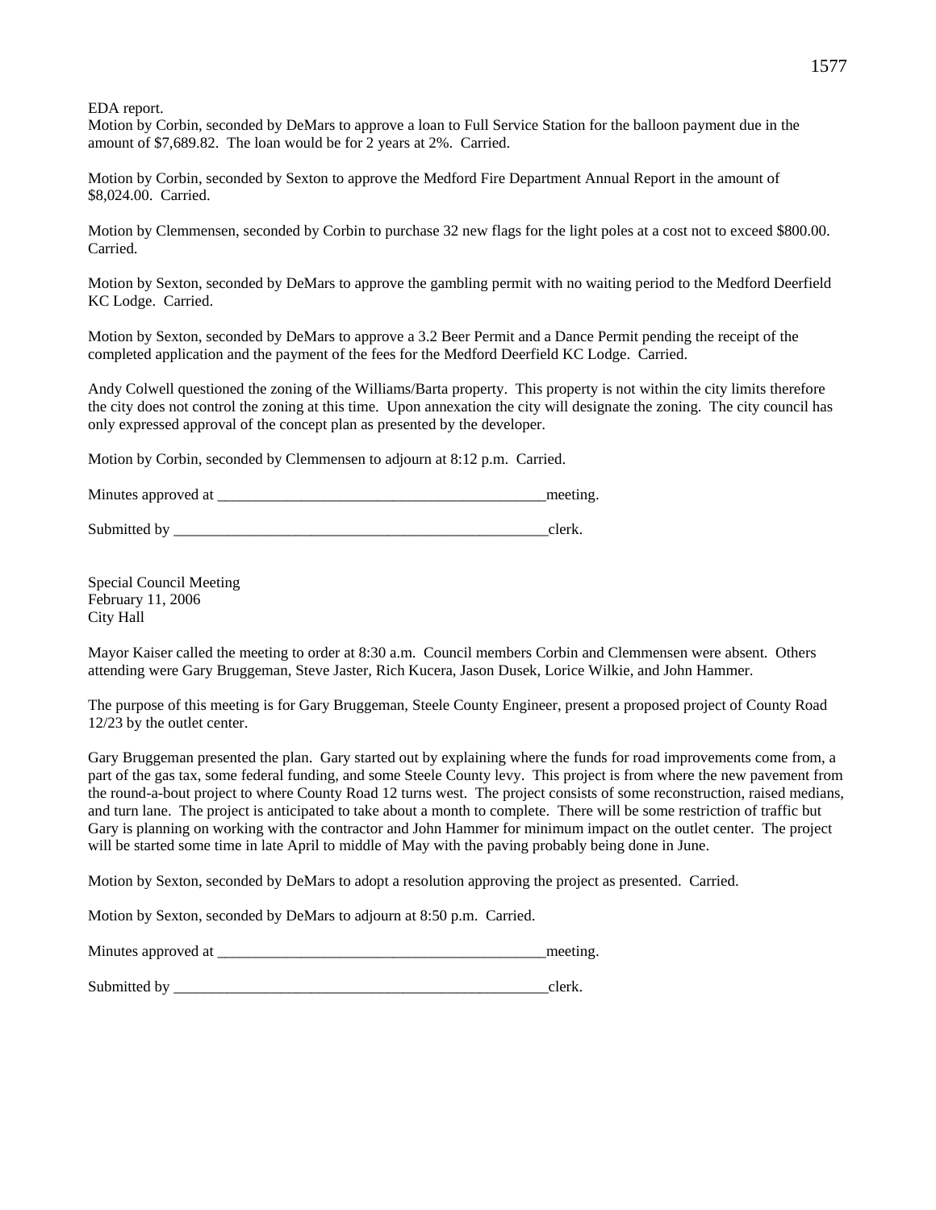EDA report.
Motion by Corbin, seconded by DeMars to approve a loan to Full Service Station for the balloon payment due in the amount of $7,689.82. The loan would be for 2 years at 2%. Carried.

Motion by Corbin, seconded by Sexton to approve the Medford Fire Department Annual Report in the amount of $8,024.00. Carried.

Motion by Clemmensen, seconded by Corbin to purchase 32 new flags for the light poles at a cost not to exceed $800.00. Carried.

Motion by Sexton, seconded by DeMars to approve the gambling permit with no waiting period to the Medford Deerfield KC Lodge. Carried.

Motion by Sexton, seconded by DeMars to approve a 3.2 Beer Permit and a Dance Permit pending the receipt of the completed application and the payment of the fees for the Medford Deerfield KC Lodge. Carried.

Andy Colwell questioned the zoning of the Williams/Barta property. This property is not within the city limits therefore the city does not control the zoning at this time. Upon annexation the city will designate the zoning. The city council has only expressed approval of the concept plan as presented by the developer.

Motion by Corbin, seconded by Clemmensen to adjourn at 8:12 p.m. Carried.

Minutes approved at ____________________________________________meeting.

Submitted by ____________________________________________________clerk.

Special Council Meeting
February 11, 2006
City Hall

Mayor Kaiser called the meeting to order at 8:30 a.m. Council members Corbin and Clemmensen were absent. Others attending were Gary Bruggeman, Steve Jaster, Rich Kucera, Jason Dusek, Lorice Wilkie, and John Hammer.

The purpose of this meeting is for Gary Bruggeman, Steele County Engineer, present a proposed project of County Road 12/23 by the outlet center.

Gary Bruggeman presented the plan. Gary started out by explaining where the funds for road improvements come from, a part of the gas tax, some federal funding, and some Steele County levy. This project is from where the new pavement from the round-a-bout project to where County Road 12 turns west. The project consists of some reconstruction, raised medians, and turn lane. The project is anticipated to take about a month to complete. There will be some restriction of traffic but Gary is planning on working with the contractor and John Hammer for minimum impact on the outlet center. The project will be started some time in late April to middle of May with the paving probably being done in June.

Motion by Sexton, seconded by DeMars to adopt a resolution approving the project as presented. Carried.

Motion by Sexton, seconded by DeMars to adjourn at 8:50 p.m. Carried.

Minutes approved at ____________________________________________meeting.

Submitted by ____________________________________________________clerk.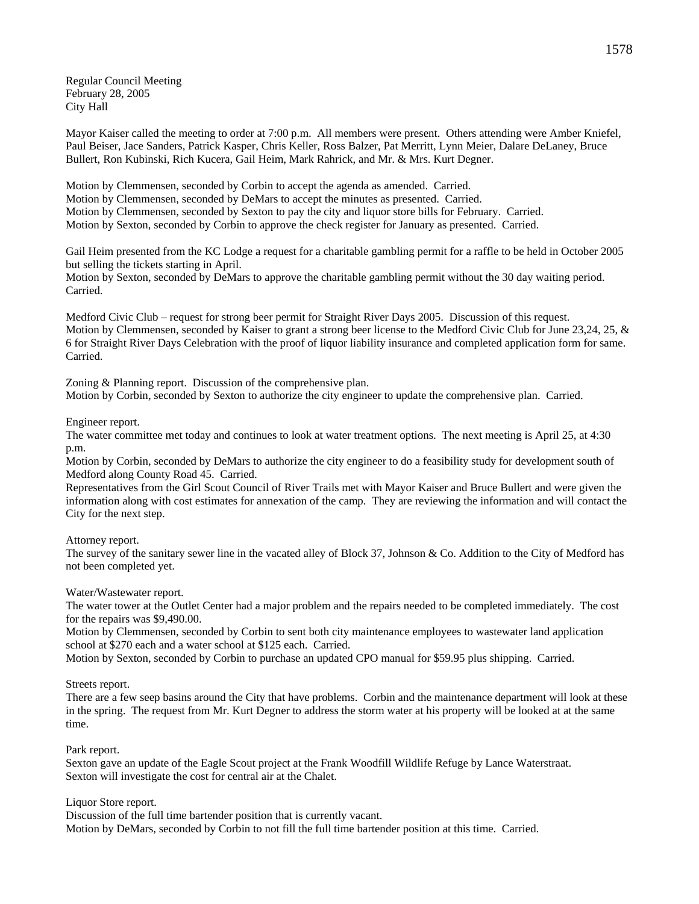Regular Council Meeting
February 28, 2005
City Hall

Mayor Kaiser called the meeting to order at 7:00 p.m. All members were present. Others attending were Amber Kniefel, Paul Beiser, Jace Sanders, Patrick Kasper, Chris Keller, Ross Balzer, Pat Merritt, Lynn Meier, Dalare DeLaney, Bruce Bullert, Ron Kubinski, Rich Kucera, Gail Heim, Mark Rahrick, and Mr. & Mrs. Kurt Degner.

Motion by Clemmensen, seconded by Corbin to accept the agenda as amended. Carried.
Motion by Clemmensen, seconded by DeMars to accept the minutes as presented. Carried.
Motion by Clemmensen, seconded by Sexton to pay the city and liquor store bills for February. Carried.
Motion by Sexton, seconded by Corbin to approve the check register for January as presented. Carried.

Gail Heim presented from the KC Lodge a request for a charitable gambling permit for a raffle to be held in October 2005 but selling the tickets starting in April.
Motion by Sexton, seconded by DeMars to approve the charitable gambling permit without the 30 day waiting period. Carried.

Medford Civic Club – request for strong beer permit for Straight River Days 2005. Discussion of this request.
Motion by Clemmensen, seconded by Kaiser to grant a strong beer license to the Medford Civic Club for June 23,24, 25, & 6 for Straight River Days Celebration with the proof of liquor liability insurance and completed application form for same. Carried.

Zoning & Planning report. Discussion of the comprehensive plan.
Motion by Corbin, seconded by Sexton to authorize the city engineer to update the comprehensive plan. Carried.

Engineer report.
The water committee met today and continues to look at water treatment options. The next meeting is April 25, at 4:30 p.m.
Motion by Corbin, seconded by DeMars to authorize the city engineer to do a feasibility study for development south of Medford along County Road 45. Carried.
Representatives from the Girl Scout Council of River Trails met with Mayor Kaiser and Bruce Bullert and were given the information along with cost estimates for annexation of the camp. They are reviewing the information and will contact the City for the next step.

Attorney report.
The survey of the sanitary sewer line in the vacated alley of Block 37, Johnson & Co. Addition to the City of Medford has not been completed yet.

Water/Wastewater report.
The water tower at the Outlet Center had a major problem and the repairs needed to be completed immediately. The cost for the repairs was $9,490.00.
Motion by Clemmensen, seconded by Corbin to sent both city maintenance employees to wastewater land application school at $270 each and a water school at $125 each. Carried.
Motion by Sexton, seconded by Corbin to purchase an updated CPO manual for $59.95 plus shipping. Carried.

Streets report.
There are a few seep basins around the City that have problems. Corbin and the maintenance department will look at these in the spring. The request from Mr. Kurt Degner to address the storm water at his property will be looked at at the same time.

Park report.
Sexton gave an update of the Eagle Scout project at the Frank Woodfill Wildlife Refuge by Lance Waterstraat.
Sexton will investigate the cost for central air at the Chalet.

Liquor Store report.
Discussion of the full time bartender position that is currently vacant.
Motion by DeMars, seconded by Corbin to not fill the full time bartender position at this time. Carried.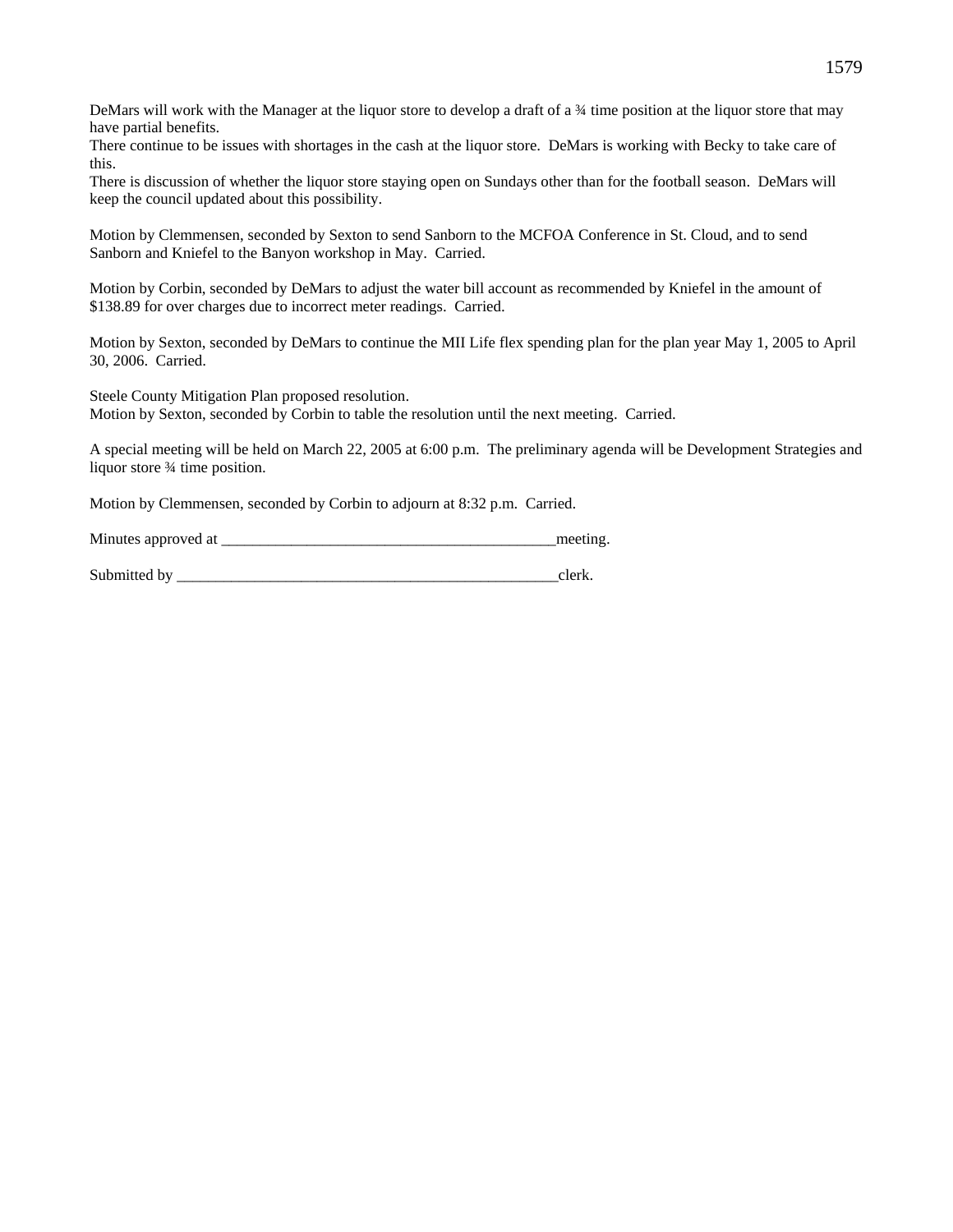DeMars will work with the Manager at the liquor store to develop a draft of a ¾ time position at the liquor store that may have partial benefits.
There continue to be issues with shortages in the cash at the liquor store. DeMars is working with Becky to take care of this.
There is discussion of whether the liquor store staying open on Sundays other than for the football season. DeMars will keep the council updated about this possibility.

Motion by Clemmensen, seconded by Sexton to send Sanborn to the MCFOA Conference in St. Cloud, and to send Sanborn and Kniefel to the Banyon workshop in May. Carried.

Motion by Corbin, seconded by DeMars to adjust the water bill account as recommended by Kniefel in the amount of $138.89 for over charges due to incorrect meter readings. Carried.

Motion by Sexton, seconded by DeMars to continue the MII Life flex spending plan for the plan year May 1, 2005 to April 30, 2006. Carried.

Steele County Mitigation Plan proposed resolution.
Motion by Sexton, seconded by Corbin to table the resolution until the next meeting. Carried.

A special meeting will be held on March 22, 2005 at 6:00 p.m. The preliminary agenda will be Development Strategies and liquor store ¾ time position.

Motion by Clemmensen, seconded by Corbin to adjourn at 8:32 p.m. Carried.

Minutes approved at ___________________________________________meeting.

Submitted by __________________________________________________clerk.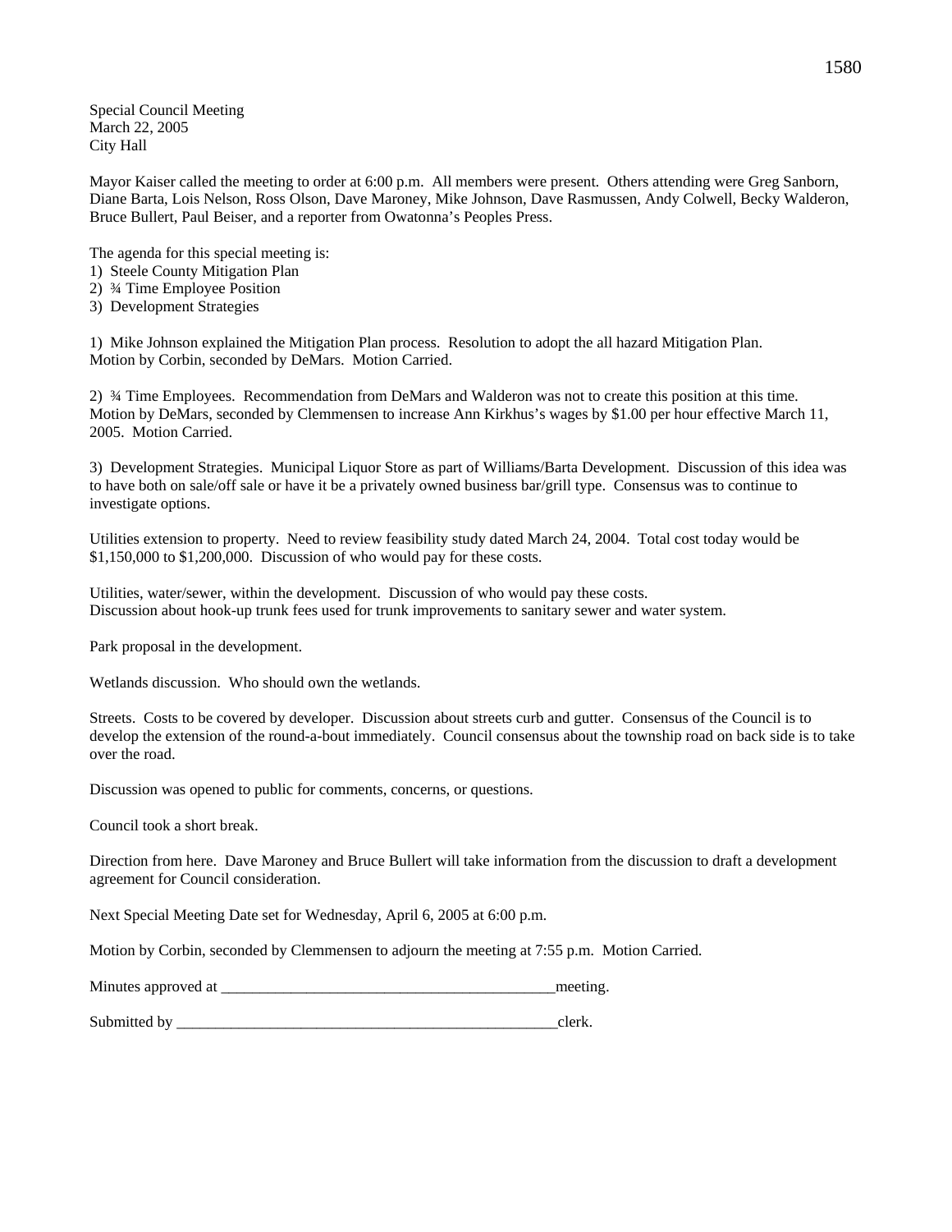Special Council Meeting
March 22, 2005
City Hall

Mayor Kaiser called the meeting to order at 6:00 p.m. All members were present. Others attending were Greg Sanborn, Diane Barta, Lois Nelson, Ross Olson, Dave Maroney, Mike Johnson, Dave Rasmussen, Andy Colwell, Becky Walderon, Bruce Bullert, Paul Beiser, and a reporter from Owatonna's Peoples Press.

The agenda for this special meeting is:
1) Steele County Mitigation Plan
2) ¾ Time Employee Position
3) Development Strategies

1) Mike Johnson explained the Mitigation Plan process. Resolution to adopt the all hazard Mitigation Plan. Motion by Corbin, seconded by DeMars. Motion Carried.

2) ¾ Time Employees. Recommendation from DeMars and Walderon was not to create this position at this time. Motion by DeMars, seconded by Clemmensen to increase Ann Kirkhus's wages by $1.00 per hour effective March 11, 2005. Motion Carried.

3) Development Strategies. Municipal Liquor Store as part of Williams/Barta Development. Discussion of this idea was to have both on sale/off sale or have it be a privately owned business bar/grill type. Consensus was to continue to investigate options.

Utilities extension to property. Need to review feasibility study dated March 24, 2004. Total cost today would be $1,150,000 to $1,200,000. Discussion of who would pay for these costs.

Utilities, water/sewer, within the development. Discussion of who would pay these costs.
Discussion about hook-up trunk fees used for trunk improvements to sanitary sewer and water system.

Park proposal in the development.

Wetlands discussion. Who should own the wetlands.

Streets. Costs to be covered by developer. Discussion about streets curb and gutter. Consensus of the Council is to develop the extension of the round-a-bout immediately. Council consensus about the township road on back side is to take over the road.

Discussion was opened to public for comments, concerns, or questions.

Council took a short break.

Direction from here. Dave Maroney and Bruce Bullert will take information from the discussion to draft a development agreement for Council consideration.

Next Special Meeting Date set for Wednesday, April 6, 2005 at 6:00 p.m.

Motion by Corbin, seconded by Clemmensen to adjourn the meeting at 7:55 p.m. Motion Carried.

Minutes approved at ____________________________________________meeting.

Submitted by ____________________________________________________clerk.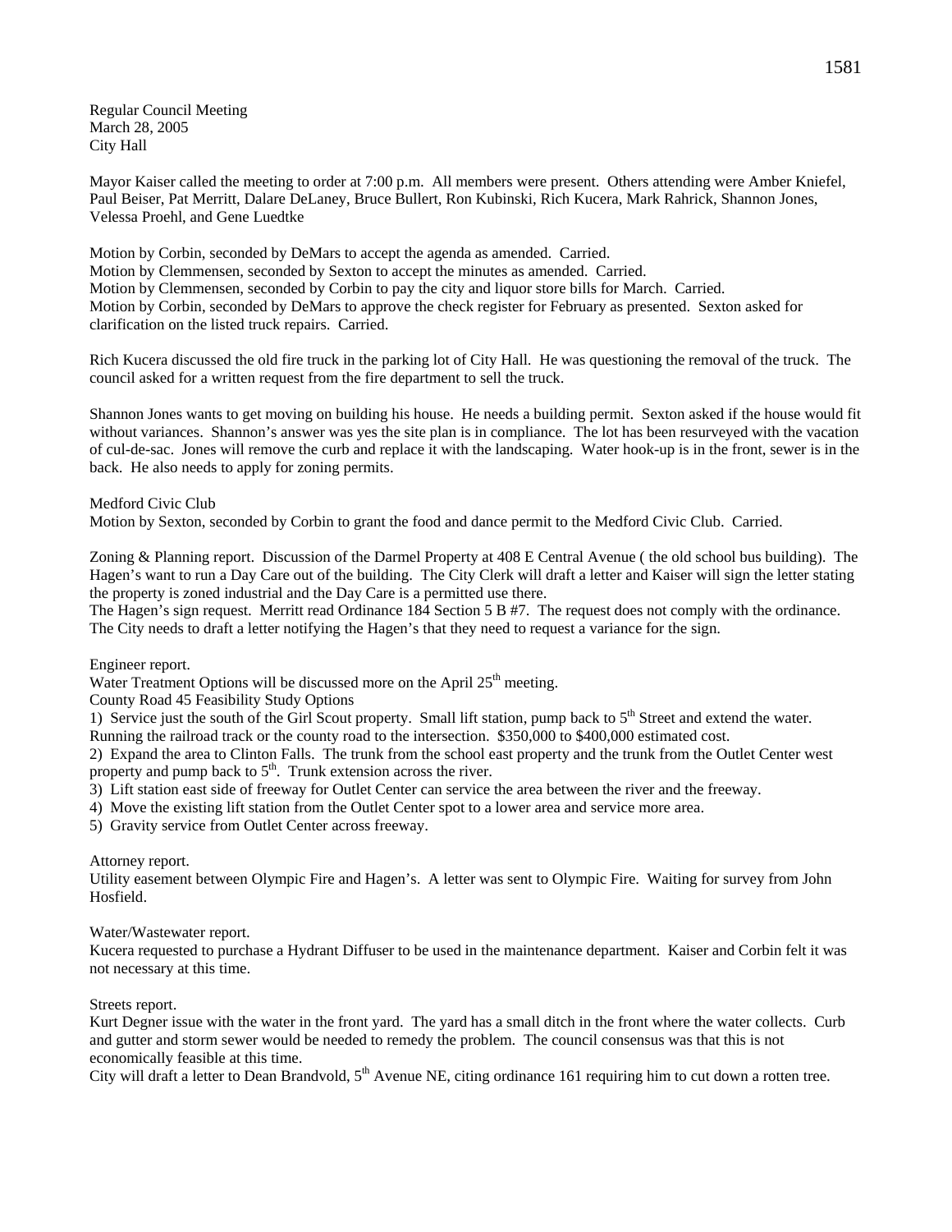Regular Council Meeting
March 28, 2005
City Hall

Mayor Kaiser called the meeting to order at 7:00 p.m. All members were present. Others attending were Amber Kniefel, Paul Beiser, Pat Merritt, Dalare DeLaney, Bruce Bullert, Ron Kubinski, Rich Kucera, Mark Rahrick, Shannon Jones, Velessa Proehl, and Gene Luedtke

Motion by Corbin, seconded by DeMars to accept the agenda as amended. Carried.
Motion by Clemmensen, seconded by Sexton to accept the minutes as amended. Carried.
Motion by Clemmensen, seconded by Corbin to pay the city and liquor store bills for March. Carried.
Motion by Corbin, seconded by DeMars to approve the check register for February as presented. Sexton asked for clarification on the listed truck repairs. Carried.

Rich Kucera discussed the old fire truck in the parking lot of City Hall. He was questioning the removal of the truck. The council asked for a written request from the fire department to sell the truck.

Shannon Jones wants to get moving on building his house. He needs a building permit. Sexton asked if the house would fit without variances. Shannon's answer was yes the site plan is in compliance. The lot has been resurveyed with the vacation of cul-de-sac. Jones will remove the curb and replace it with the landscaping. Water hook-up is in the front, sewer is in the back. He also needs to apply for zoning permits.

Medford Civic Club
Motion by Sexton, seconded by Corbin to grant the food and dance permit to the Medford Civic Club. Carried.

Zoning & Planning report. Discussion of the Darmel Property at 408 E Central Avenue ( the old school bus building). The Hagen's want to run a Day Care out of the building. The City Clerk will draft a letter and Kaiser will sign the letter stating the property is zoned industrial and the Day Care is a permitted use there.
The Hagen's sign request. Merritt read Ordinance 184 Section 5 B #7. The request does not comply with the ordinance. The City needs to draft a letter notifying the Hagen's that they need to request a variance for the sign.

Engineer report.
Water Treatment Options will be discussed more on the April 25th meeting.
County Road 45 Feasibility Study Options
1) Service just the south of the Girl Scout property. Small lift station, pump back to 5th Street and extend the water. Running the railroad track or the county road to the intersection. $350,000 to $400,000 estimated cost.
2) Expand the area to Clinton Falls. The trunk from the school east property and the trunk from the Outlet Center west property and pump back to 5th. Trunk extension across the river.
3) Lift station east side of freeway for Outlet Center can service the area between the river and the freeway.
4) Move the existing lift station from the Outlet Center spot to a lower area and service more area.
5) Gravity service from Outlet Center across freeway.

Attorney report.
Utility easement between Olympic Fire and Hagen's. A letter was sent to Olympic Fire. Waiting for survey from John Hosfield.

Water/Wastewater report.
Kucera requested to purchase a Hydrant Diffuser to be used in the maintenance department. Kaiser and Corbin felt it was not necessary at this time.

Streets report.
Kurt Degner issue with the water in the front yard. The yard has a small ditch in the front where the water collects. Curb and gutter and storm sewer would be needed to remedy the problem. The council consensus was that this is not economically feasible at this time.
City will draft a letter to Dean Brandvold, 5th Avenue NE, citing ordinance 161 requiring him to cut down a rotten tree.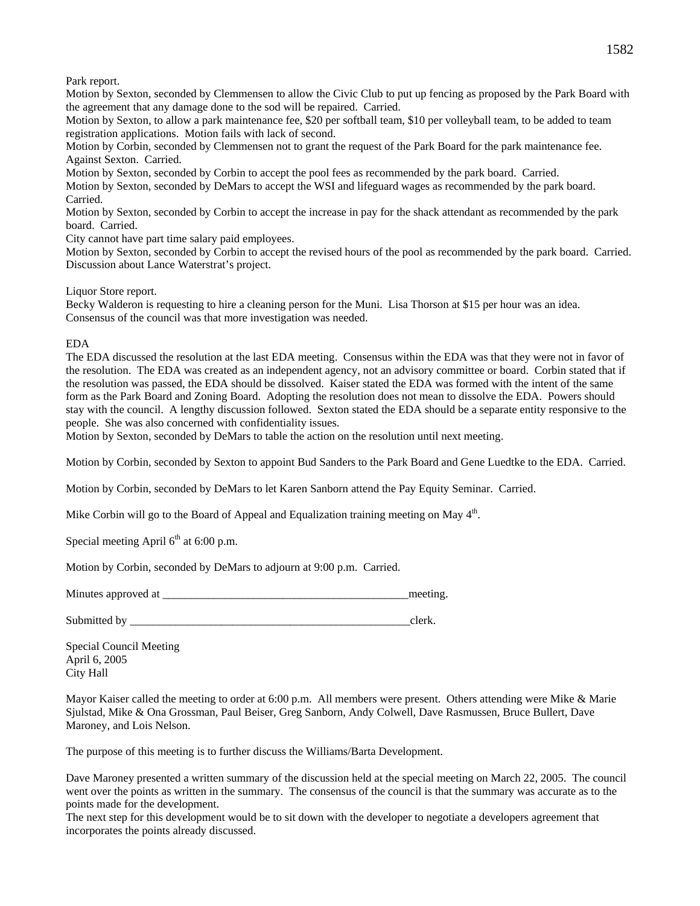Park report.
Motion by Sexton, seconded by Clemmensen to allow the Civic Club to put up fencing as proposed by the Park Board with the agreement that any damage done to the sod will be repaired. Carried.
Motion by Sexton, to allow a park maintenance fee, $20 per softball team, $10 per volleyball team, to be added to team registration applications. Motion fails with lack of second.
Motion by Corbin, seconded by Clemmensen not to grant the request of the Park Board for the park maintenance fee. Against Sexton. Carried.
Motion by Sexton, seconded by Corbin to accept the pool fees as recommended by the park board. Carried.
Motion by Sexton, seconded by DeMars to accept the WSI and lifeguard wages as recommended by the park board. Carried.
Motion by Sexton, seconded by Corbin to accept the increase in pay for the shack attendant as recommended by the park board. Carried.
City cannot have part time salary paid employees.
Motion by Sexton, seconded by Corbin to accept the revised hours of the pool as recommended by the park board. Carried.
Discussion about Lance Waterstrat's project.

Liquor Store report.
Becky Walderon is requesting to hire a cleaning person for the Muni. Lisa Thorson at $15 per hour was an idea. Consensus of the council was that more investigation was needed.

EDA
The EDA discussed the resolution at the last EDA meeting. Consensus within the EDA was that they were not in favor of the resolution. The EDA was created as an independent agency, not an advisory committee or board. Corbin stated that if the resolution was passed, the EDA should be dissolved. Kaiser stated the EDA was formed with the intent of the same form as the Park Board and Zoning Board. Adopting the resolution does not mean to dissolve the EDA. Powers should stay with the council. A lengthy discussion followed. Sexton stated the EDA should be a separate entity responsive to the people. She was also concerned with confidentiality issues.
Motion by Sexton, seconded by DeMars to table the action on the resolution until next meeting.

Motion by Corbin, seconded by Sexton to appoint Bud Sanders to the Park Board and Gene Luedtke to the EDA. Carried.

Motion by Corbin, seconded by DeMars to let Karen Sanborn attend the Pay Equity Seminar. Carried.

Mike Corbin will go to the Board of Appeal and Equalization training meeting on May 4th.

Special meeting April 6th at 6:00 p.m.

Motion by Corbin, seconded by DeMars to adjourn at 9:00 p.m. Carried.

Minutes approved at ____________________________________________meeting.

Submitted by ____________________________________________________clerk.

Special Council Meeting
April 6, 2005
City Hall

Mayor Kaiser called the meeting to order at 6:00 p.m. All members were present. Others attending were Mike & Marie Sjulstad, Mike & Ona Grossman, Paul Beiser, Greg Sanborn, Andy Colwell, Dave Rasmussen, Bruce Bullert, Dave Maroney, and Lois Nelson.

The purpose of this meeting is to further discuss the Williams/Barta Development.

Dave Maroney presented a written summary of the discussion held at the special meeting on March 22, 2005. The council went over the points as written in the summary. The consensus of the council is that the summary was accurate as to the points made for the development.
The next step for this development would be to sit down with the developer to negotiate a developers agreement that incorporates the points already discussed.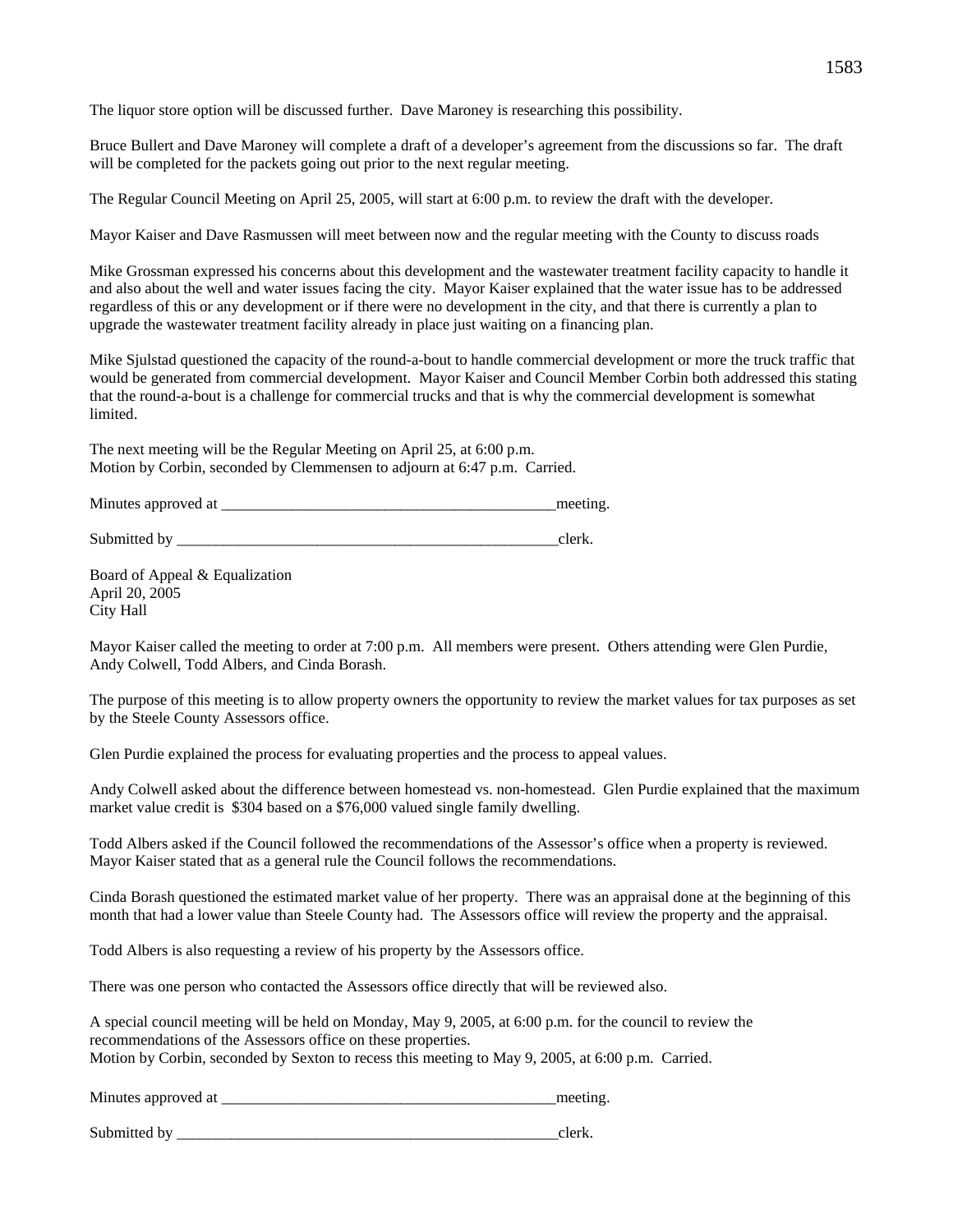The liquor store option will be discussed further. Dave Maroney is researching this possibility.

Bruce Bullert and Dave Maroney will complete a draft of a developer's agreement from the discussions so far. The draft will be completed for the packets going out prior to the next regular meeting.

The Regular Council Meeting on April 25, 2005, will start at 6:00 p.m. to review the draft with the developer.

Mayor Kaiser and Dave Rasmussen will meet between now and the regular meeting with the County to discuss roads

Mike Grossman expressed his concerns about this development and the wastewater treatment facility capacity to handle it and also about the well and water issues facing the city. Mayor Kaiser explained that the water issue has to be addressed regardless of this or any development or if there were no development in the city, and that there is currently a plan to upgrade the wastewater treatment facility already in place just waiting on a financing plan.

Mike Sjulstad questioned the capacity of the round-a-bout to handle commercial development or more the truck traffic that would be generated from commercial development. Mayor Kaiser and Council Member Corbin both addressed this stating that the round-a-bout is a challenge for commercial trucks and that is why the commercial development is somewhat limited.

The next meeting will be the Regular Meeting on April 25, at 6:00 p.m.
Motion by Corbin, seconded by Clemmensen to adjourn at 6:47 p.m. Carried.

Minutes approved at ____________________________________________meeting.

Submitted by ___________________________________________________clerk.

Board of Appeal & Equalization
April 20, 2005
City Hall

Mayor Kaiser called the meeting to order at 7:00 p.m. All members were present. Others attending were Glen Purdie, Andy Colwell, Todd Albers, and Cinda Borash.

The purpose of this meeting is to allow property owners the opportunity to review the market values for tax purposes as set by the Steele County Assessors office.

Glen Purdie explained the process for evaluating properties and the process to appeal values.

Andy Colwell asked about the difference between homestead vs. non-homestead. Glen Purdie explained that the maximum market value credit is $304 based on a $76,000 valued single family dwelling.

Todd Albers asked if the Council followed the recommendations of the Assessor's office when a property is reviewed. Mayor Kaiser stated that as a general rule the Council follows the recommendations.

Cinda Borash questioned the estimated market value of her property. There was an appraisal done at the beginning of this month that had a lower value than Steele County had. The Assessors office will review the property and the appraisal.

Todd Albers is also requesting a review of his property by the Assessors office.

There was one person who contacted the Assessors office directly that will be reviewed also.

A special council meeting will be held on Monday, May 9, 2005, at 6:00 p.m. for the council to review the recommendations of the Assessors office on these properties.
Motion by Corbin, seconded by Sexton to recess this meeting to May 9, 2005, at 6:00 p.m. Carried.

Minutes approved at ____________________________________________meeting.

Submitted by ___________________________________________________clerk.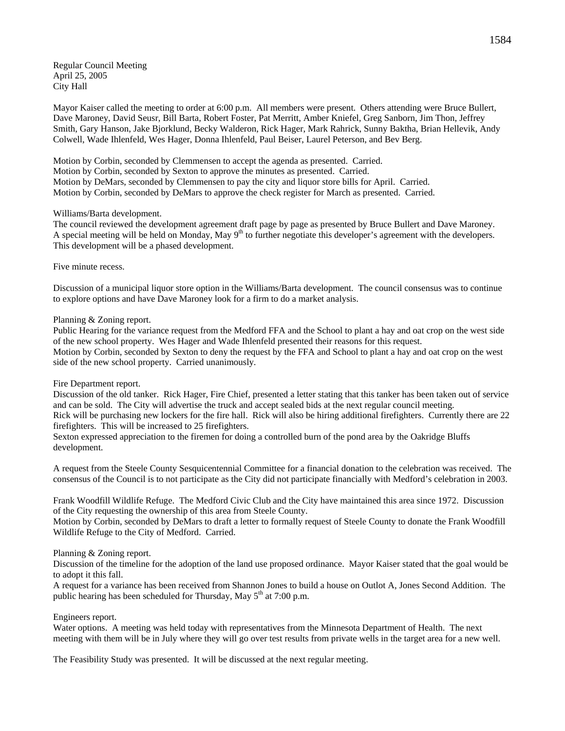Regular Council Meeting
April 25, 2005
City Hall

Mayor Kaiser called the meeting to order at 6:00 p.m. All members were present. Others attending were Bruce Bullert, Dave Maroney, David Seusr, Bill Barta, Robert Foster, Pat Merritt, Amber Kniefel, Greg Sanborn, Jim Thon, Jeffrey Smith, Gary Hanson, Jake Bjorklund, Becky Walderon, Rick Hager, Mark Rahrick, Sunny Baktha, Brian Hellevik, Andy Colwell, Wade Ihlenfeld, Wes Hager, Donna Ihlenfeld, Paul Beiser, Laurel Peterson, and Bev Berg.

Motion by Corbin, seconded by Clemmensen to accept the agenda as presented. Carried.
Motion by Corbin, seconded by Sexton to approve the minutes as presented. Carried.
Motion by DeMars, seconded by Clemmensen to pay the city and liquor store bills for April. Carried.
Motion by Corbin, seconded by DeMars to approve the check register for March as presented. Carried.

Williams/Barta development.
The council reviewed the development agreement draft page by page as presented by Bruce Bullert and Dave Maroney. A special meeting will be held on Monday, May 9th to further negotiate this developer's agreement with the developers. This development will be a phased development.

Five minute recess.

Discussion of a municipal liquor store option in the Williams/Barta development. The council consensus was to continue to explore options and have Dave Maroney look for a firm to do a market analysis.

Planning & Zoning report.
Public Hearing for the variance request from the Medford FFA and the School to plant a hay and oat crop on the west side of the new school property. Wes Hager and Wade Ihlenfeld presented their reasons for this request.
Motion by Corbin, seconded by Sexton to deny the request by the FFA and School to plant a hay and oat crop on the west side of the new school property. Carried unanimously.

Fire Department report.
Discussion of the old tanker. Rick Hager, Fire Chief, presented a letter stating that this tanker has been taken out of service and can be sold. The City will advertise the truck and accept sealed bids at the next regular council meeting.
Rick will be purchasing new lockers for the fire hall. Rick will also be hiring additional firefighters. Currently there are 22 firefighters. This will be increased to 25 firefighters.
Sexton expressed appreciation to the firemen for doing a controlled burn of the pond area by the Oakridge Bluffs development.

A request from the Steele County Sesquicentennial Committee for a financial donation to the celebration was received. The consensus of the Council is to not participate as the City did not participate financially with Medford's celebration in 2003.

Frank Woodfill Wildlife Refuge. The Medford Civic Club and the City have maintained this area since 1972. Discussion of the City requesting the ownership of this area from Steele County.
Motion by Corbin, seconded by DeMars to draft a letter to formally request of Steele County to donate the Frank Woodfill Wildlife Refuge to the City of Medford. Carried.

Planning & Zoning report.
Discussion of the timeline for the adoption of the land use proposed ordinance. Mayor Kaiser stated that the goal would be to adopt it this fall.
A request for a variance has been received from Shannon Jones to build a house on Outlot A, Jones Second Addition. The public hearing has been scheduled for Thursday, May 5th at 7:00 p.m.

Engineers report.
Water options. A meeting was held today with representatives from the Minnesota Department of Health. The next meeting with them will be in July where they will go over test results from private wells in the target area for a new well.

The Feasibility Study was presented. It will be discussed at the next regular meeting.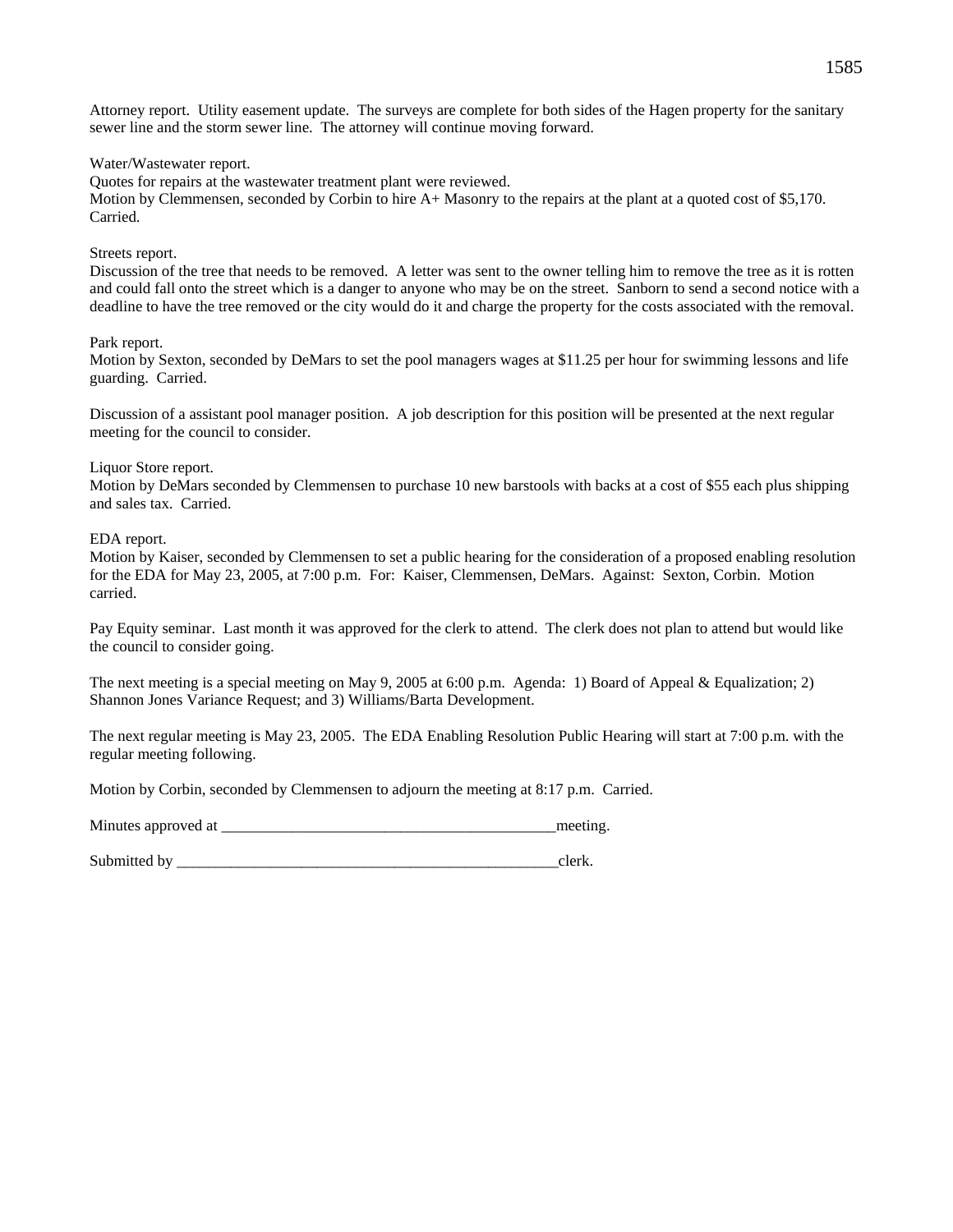Attorney report. Utility easement update. The surveys are complete for both sides of the Hagen property for the sanitary sewer line and the storm sewer line. The attorney will continue moving forward.

Water/Wastewater report.
Quotes for repairs at the wastewater treatment plant were reviewed.
Motion by Clemmensen, seconded by Corbin to hire A+ Masonry to the repairs at the plant at a quoted cost of $5,170. Carried.

Streets report.
Discussion of the tree that needs to be removed. A letter was sent to the owner telling him to remove the tree as it is rotten and could fall onto the street which is a danger to anyone who may be on the street. Sanborn to send a second notice with a deadline to have the tree removed or the city would do it and charge the property for the costs associated with the removal.

Park report.
Motion by Sexton, seconded by DeMars to set the pool managers wages at $11.25 per hour for swimming lessons and life guarding. Carried.

Discussion of a assistant pool manager position. A job description for this position will be presented at the next regular meeting for the council to consider.

Liquor Store report.
Motion by DeMars seconded by Clemmensen to purchase 10 new barstools with backs at a cost of $55 each plus shipping and sales tax. Carried.

EDA report.
Motion by Kaiser, seconded by Clemmensen to set a public hearing for the consideration of a proposed enabling resolution for the EDA for May 23, 2005, at 7:00 p.m. For: Kaiser, Clemmensen, DeMars. Against: Sexton, Corbin. Motion carried.

Pay Equity seminar. Last month it was approved for the clerk to attend. The clerk does not plan to attend but would like the council to consider going.

The next meeting is a special meeting on May 9, 2005 at 6:00 p.m. Agenda: 1) Board of Appeal & Equalization; 2) Shannon Jones Variance Request; and 3) Williams/Barta Development.

The next regular meeting is May 23, 2005. The EDA Enabling Resolution Public Hearing will start at 7:00 p.m. with the regular meeting following.

Motion by Corbin, seconded by Clemmensen to adjourn the meeting at 8:17 p.m. Carried.

Minutes approved at ____________________________________________meeting.

Submitted by ___________________________________________________clerk.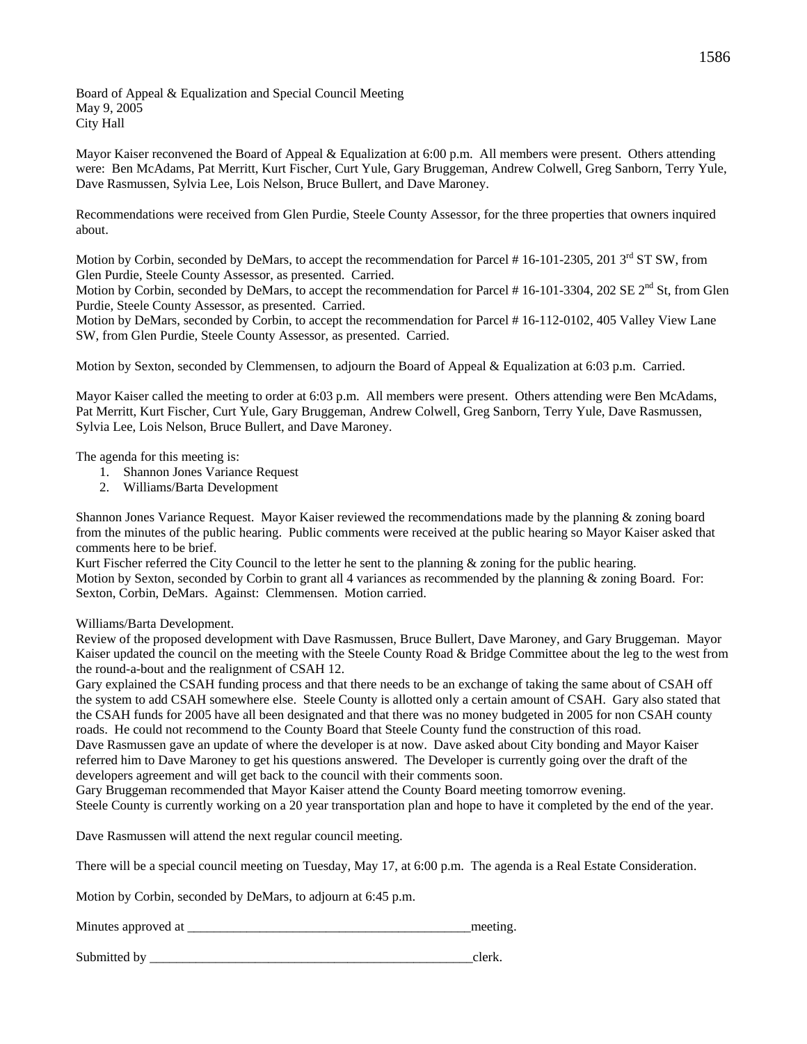Board of Appeal & Equalization and Special Council Meeting
May 9, 2005
City Hall

Mayor Kaiser reconvened the Board of Appeal & Equalization at 6:00 p.m. All members were present. Others attending were: Ben McAdams, Pat Merritt, Kurt Fischer, Curt Yule, Gary Bruggeman, Andrew Colwell, Greg Sanborn, Terry Yule, Dave Rasmussen, Sylvia Lee, Lois Nelson, Bruce Bullert, and Dave Maroney.

Recommendations were received from Glen Purdie, Steele County Assessor, for the three properties that owners inquired about.

Motion by Corbin, seconded by DeMars, to accept the recommendation for Parcel # 16-101-2305, 201 3rd ST SW, from Glen Purdie, Steele County Assessor, as presented. Carried.
Motion by Corbin, seconded by DeMars, to accept the recommendation for Parcel # 16-101-3304, 202 SE 2nd St, from Glen Purdie, Steele County Assessor, as presented. Carried.
Motion by DeMars, seconded by Corbin, to accept the recommendation for Parcel # 16-112-0102, 405 Valley View Lane SW, from Glen Purdie, Steele County Assessor, as presented. Carried.

Motion by Sexton, seconded by Clemmensen, to adjourn the Board of Appeal & Equalization at 6:03 p.m. Carried.

Mayor Kaiser called the meeting to order at 6:03 p.m. All members were present. Others attending were Ben McAdams, Pat Merritt, Kurt Fischer, Curt Yule, Gary Bruggeman, Andrew Colwell, Greg Sanborn, Terry Yule, Dave Rasmussen, Sylvia Lee, Lois Nelson, Bruce Bullert, and Dave Maroney.

The agenda for this meeting is:

1. Shannon Jones Variance Request
2. Williams/Barta Development

Shannon Jones Variance Request. Mayor Kaiser reviewed the recommendations made by the planning & zoning board from the minutes of the public hearing. Public comments were received at the public hearing so Mayor Kaiser asked that comments here to be brief.
Kurt Fischer referred the City Council to the letter he sent to the planning & zoning for the public hearing.
Motion by Sexton, seconded by Corbin to grant all 4 variances as recommended by the planning & zoning Board. For: Sexton, Corbin, DeMars. Against: Clemmensen. Motion carried.

Williams/Barta Development.
Review of the proposed development with Dave Rasmussen, Bruce Bullert, Dave Maroney, and Gary Bruggeman. Mayor Kaiser updated the council on the meeting with the Steele County Road & Bridge Committee about the leg to the west from the round-a-bout and the realignment of CSAH 12.
Gary explained the CSAH funding process and that there needs to be an exchange of taking the same about of CSAH off the system to add CSAH somewhere else. Steele County is allotted only a certain amount of CSAH. Gary also stated that the CSAH funds for 2005 have all been designated and that there was no money budgeted in 2005 for non CSAH county roads. He could not recommend to the County Board that Steele County fund the construction of this road.
Dave Rasmussen gave an update of where the developer is at now. Dave asked about City bonding and Mayor Kaiser referred him to Dave Maroney to get his questions answered. The Developer is currently going over the draft of the developers agreement and will get back to the council with their comments soon.
Gary Bruggeman recommended that Mayor Kaiser attend the County Board meeting tomorrow evening.
Steele County is currently working on a 20 year transportation plan and hope to have it completed by the end of the year.

Dave Rasmussen will attend the next regular council meeting.

There will be a special council meeting on Tuesday, May 17, at 6:00 p.m. The agenda is a Real Estate Consideration.

Motion by Corbin, seconded by DeMars, to adjourn at 6:45 p.m.

Minutes approved at ___________________________________________meeting.

Submitted by _________________________________________________clerk.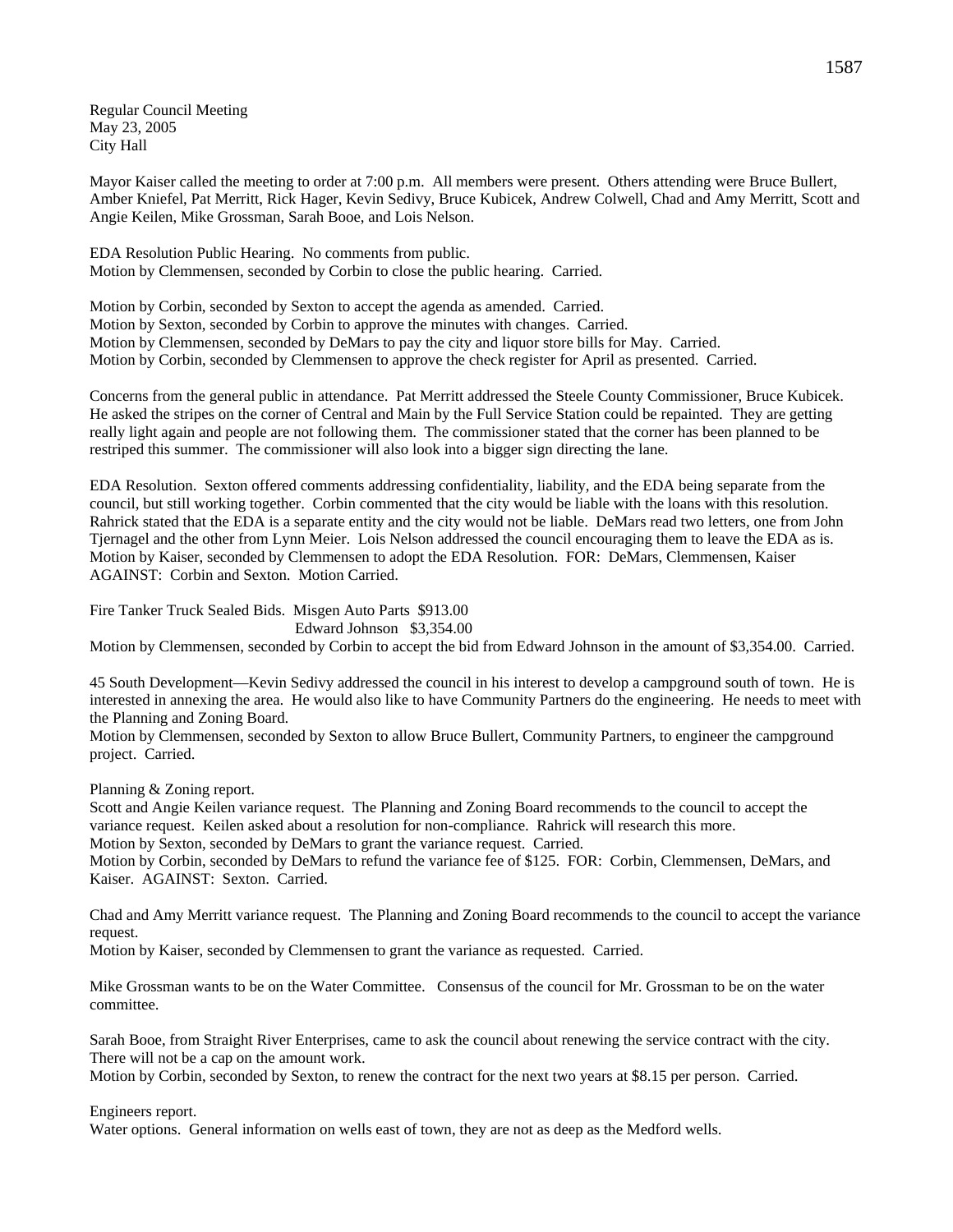Regular Council Meeting
May 23, 2005
City Hall

Mayor Kaiser called the meeting to order at 7:00 p.m. All members were present. Others attending were Bruce Bullert, Amber Kniefel, Pat Merritt, Rick Hager, Kevin Sedivy, Bruce Kubicek, Andrew Colwell, Chad and Amy Merritt, Scott and Angie Keilen, Mike Grossman, Sarah Booe, and Lois Nelson.

EDA Resolution Public Hearing. No comments from public.
Motion by Clemmensen, seconded by Corbin to close the public hearing. Carried.

Motion by Corbin, seconded by Sexton to accept the agenda as amended. Carried.
Motion by Sexton, seconded by Corbin to approve the minutes with changes. Carried.
Motion by Clemmensen, seconded by DeMars to pay the city and liquor store bills for May. Carried.
Motion by Corbin, seconded by Clemmensen to approve the check register for April as presented. Carried.

Concerns from the general public in attendance. Pat Merritt addressed the Steele County Commissioner, Bruce Kubicek. He asked the stripes on the corner of Central and Main by the Full Service Station could be repainted. They are getting really light again and people are not following them. The commissioner stated that the corner has been planned to be restriped this summer. The commissioner will also look into a bigger sign directing the lane.

EDA Resolution. Sexton offered comments addressing confidentiality, liability, and the EDA being separate from the council, but still working together. Corbin commented that the city would be liable with the loans with this resolution. Rahrick stated that the EDA is a separate entity and the city would not be liable. DeMars read two letters, one from John Tjernagel and the other from Lynn Meier. Lois Nelson addressed the council encouraging them to leave the EDA as is. Motion by Kaiser, seconded by Clemmensen to adopt the EDA Resolution. FOR: DeMars, Clemmensen, Kaiser AGAINST: Corbin and Sexton. Motion Carried.

Fire Tanker Truck Sealed Bids. Misgen Auto Parts $913.00
Edward Johnson $3,354.00
Motion by Clemmensen, seconded by Corbin to accept the bid from Edward Johnson in the amount of $3,354.00. Carried.

45 South Development—Kevin Sedivy addressed the council in his interest to develop a campground south of town. He is interested in annexing the area. He would also like to have Community Partners do the engineering. He needs to meet with the Planning and Zoning Board.
Motion by Clemmensen, seconded by Sexton to allow Bruce Bullert, Community Partners, to engineer the campground project. Carried.

Planning & Zoning report.
Scott and Angie Keilen variance request. The Planning and Zoning Board recommends to the council to accept the variance request. Keilen asked about a resolution for non-compliance. Rahrick will research this more.
Motion by Sexton, seconded by DeMars to grant the variance request. Carried.
Motion by Corbin, seconded by DeMars to refund the variance fee of $125. FOR: Corbin, Clemmensen, DeMars, and Kaiser. AGAINST: Sexton. Carried.

Chad and Amy Merritt variance request. The Planning and Zoning Board recommends to the council to accept the variance request.
Motion by Kaiser, seconded by Clemmensen to grant the variance as requested. Carried.

Mike Grossman wants to be on the Water Committee. Consensus of the council for Mr. Grossman to be on the water committee.

Sarah Booe, from Straight River Enterprises, came to ask the council about renewing the service contract with the city. There will not be a cap on the amount work.
Motion by Corbin, seconded by Sexton, to renew the contract for the next two years at $8.15 per person. Carried.

Engineers report.
Water options. General information on wells east of town, they are not as deep as the Medford wells.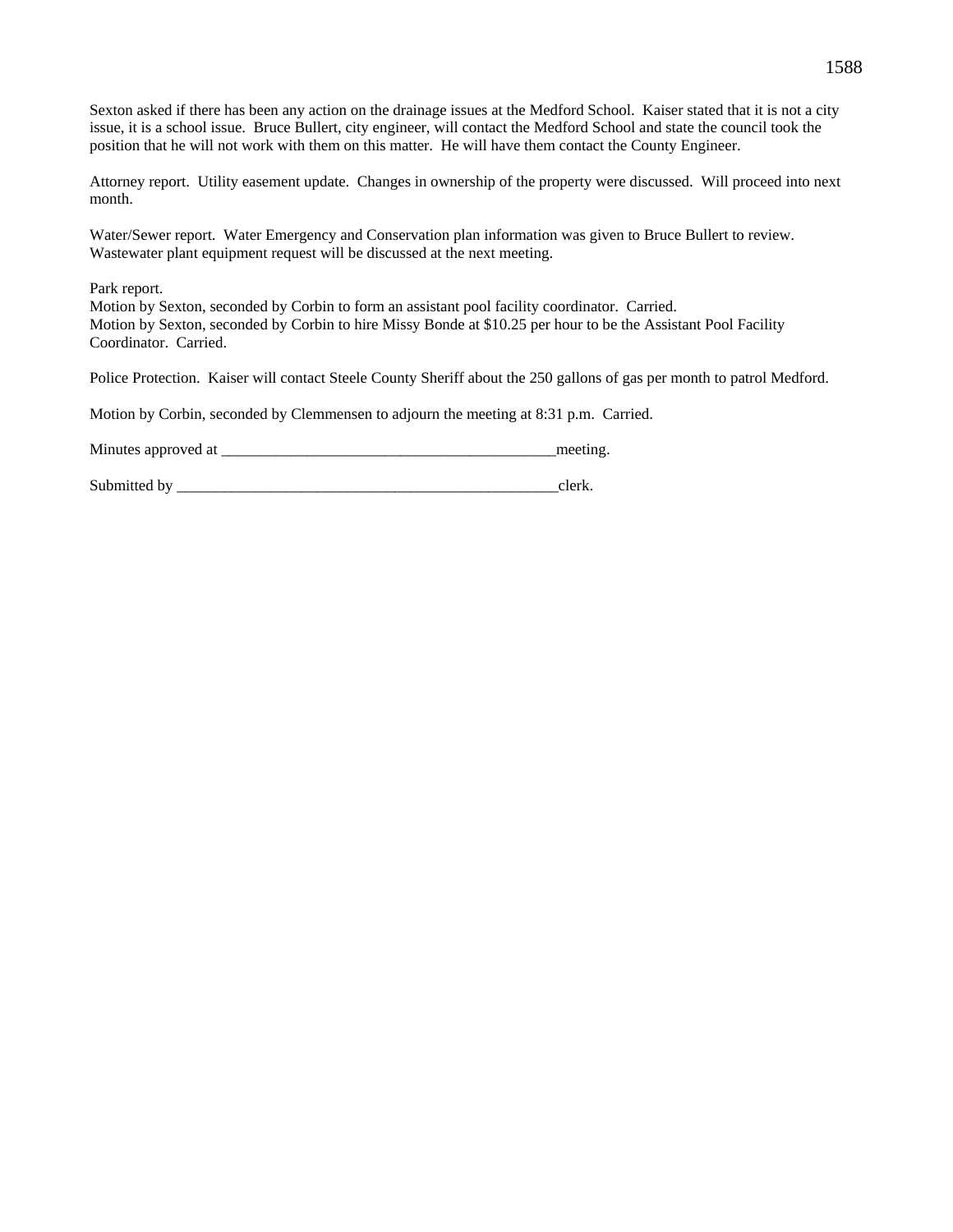Sexton asked if there has been any action on the drainage issues at the Medford School. Kaiser stated that it is not a city issue, it is a school issue. Bruce Bullert, city engineer, will contact the Medford School and state the council took the position that he will not work with them on this matter. He will have them contact the County Engineer.

Attorney report. Utility easement update. Changes in ownership of the property were discussed. Will proceed into next month.

Water/Sewer report. Water Emergency and Conservation plan information was given to Bruce Bullert to review. Wastewater plant equipment request will be discussed at the next meeting.

Park report.
Motion by Sexton, seconded by Corbin to form an assistant pool facility coordinator. Carried.
Motion by Sexton, seconded by Corbin to hire Missy Bonde at $10.25 per hour to be the Assistant Pool Facility Coordinator. Carried.

Police Protection. Kaiser will contact Steele County Sheriff about the 250 gallons of gas per month to patrol Medford.

Motion by Corbin, seconded by Clemmensen to adjourn the meeting at 8:31 p.m. Carried.

Minutes approved at ____________________________________________meeting.

Submitted by ___________________________________________________clerk.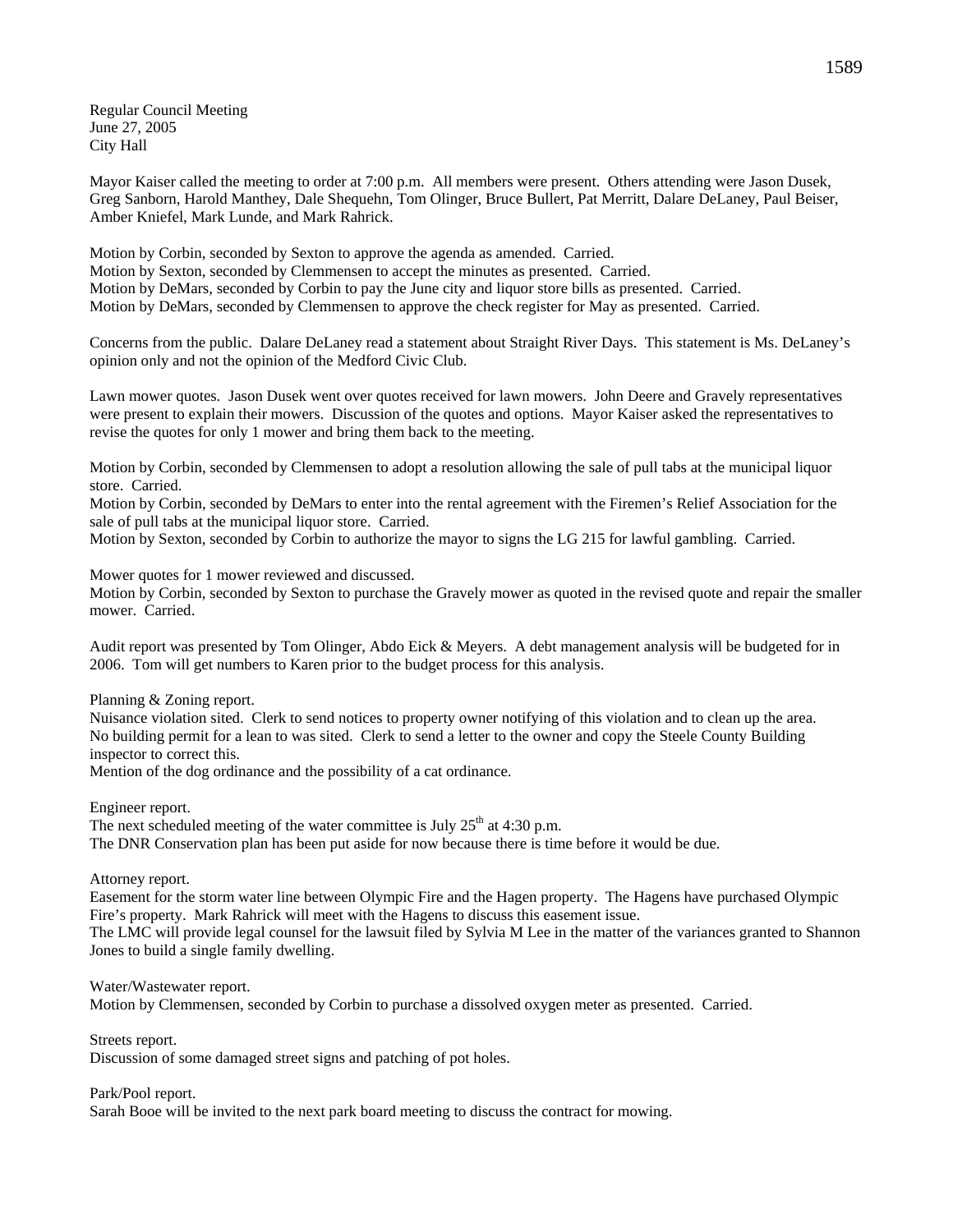Regular Council Meeting
June 27, 2005
City Hall

Mayor Kaiser called the meeting to order at 7:00 p.m. All members were present. Others attending were Jason Dusek, Greg Sanborn, Harold Manthey, Dale Shequehn, Tom Olinger, Bruce Bullert, Pat Merritt, Dalare DeLaney, Paul Beiser, Amber Kniefel, Mark Lunde, and Mark Rahrick.

Motion by Corbin, seconded by Sexton to approve the agenda as amended. Carried.
Motion by Sexton, seconded by Clemmensen to accept the minutes as presented. Carried.
Motion by DeMars, seconded by Corbin to pay the June city and liquor store bills as presented. Carried.
Motion by DeMars, seconded by Clemmensen to approve the check register for May as presented. Carried.

Concerns from the public. Dalare DeLaney read a statement about Straight River Days. This statement is Ms. DeLaney's opinion only and not the opinion of the Medford Civic Club.

Lawn mower quotes. Jason Dusek went over quotes received for lawn mowers. John Deere and Gravely representatives were present to explain their mowers. Discussion of the quotes and options. Mayor Kaiser asked the representatives to revise the quotes for only 1 mower and bring them back to the meeting.

Motion by Corbin, seconded by Clemmensen to adopt a resolution allowing the sale of pull tabs at the municipal liquor store. Carried.
Motion by Corbin, seconded by DeMars to enter into the rental agreement with the Firemen's Relief Association for the sale of pull tabs at the municipal liquor store. Carried.
Motion by Sexton, seconded by Corbin to authorize the mayor to signs the LG 215 for lawful gambling. Carried.

Mower quotes for 1 mower reviewed and discussed.
Motion by Corbin, seconded by Sexton to purchase the Gravely mower as quoted in the revised quote and repair the smaller mower. Carried.

Audit report was presented by Tom Olinger, Abdo Eick & Meyers. A debt management analysis will be budgeted for in 2006. Tom will get numbers to Karen prior to the budget process for this analysis.

Planning & Zoning report.
Nuisance violation sited. Clerk to send notices to property owner notifying of this violation and to clean up the area.
No building permit for a lean to was sited. Clerk to send a letter to the owner and copy the Steele County Building inspector to correct this.
Mention of the dog ordinance and the possibility of a cat ordinance.

Engineer report.
The next scheduled meeting of the water committee is July 25th at 4:30 p.m.
The DNR Conservation plan has been put aside for now because there is time before it would be due.

Attorney report.
Easement for the storm water line between Olympic Fire and the Hagen property. The Hagens have purchased Olympic Fire's property. Mark Rahrick will meet with the Hagens to discuss this easement issue.
The LMC will provide legal counsel for the lawsuit filed by Sylvia M Lee in the matter of the variances granted to Shannon Jones to build a single family dwelling.

Water/Wastewater report.
Motion by Clemmensen, seconded by Corbin to purchase a dissolved oxygen meter as presented. Carried.

Streets report.
Discussion of some damaged street signs and patching of pot holes.

Park/Pool report.
Sarah Booe will be invited to the next park board meeting to discuss the contract for mowing.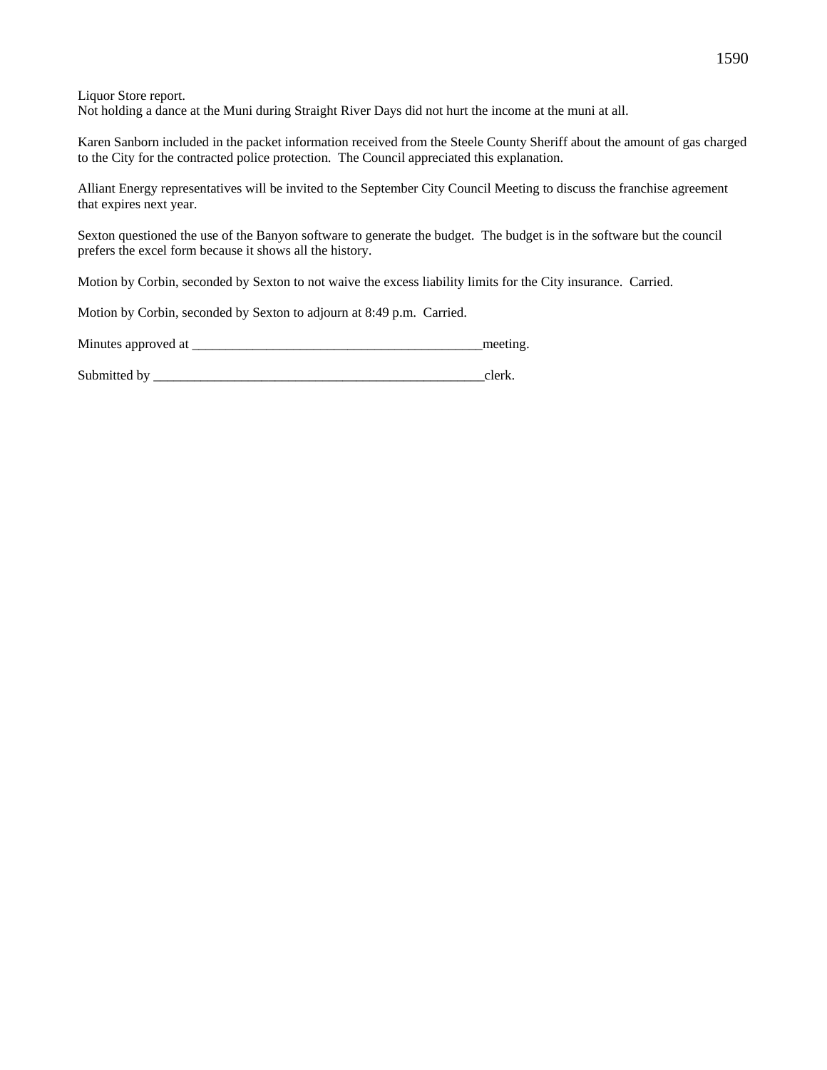Liquor Store report.
Not holding a dance at the Muni during Straight River Days did not hurt the income at the muni at all.

Karen Sanborn included in the packet information received from the Steele County Sheriff about the amount of gas charged to the City for the contracted police protection. The Council appreciated this explanation.

Alliant Energy representatives will be invited to the September City Council Meeting to discuss the franchise agreement that expires next year.

Sexton questioned the use of the Banyon software to generate the budget. The budget is in the software but the council prefers the excel form because it shows all the history.

Motion by Corbin, seconded by Sexton to not waive the excess liability limits for the City insurance. Carried.

Motion by Corbin, seconded by Sexton to adjourn at 8:49 p.m. Carried.

Minutes approved at ___________________________________________meeting.

Submitted by _________________________________________________clerk.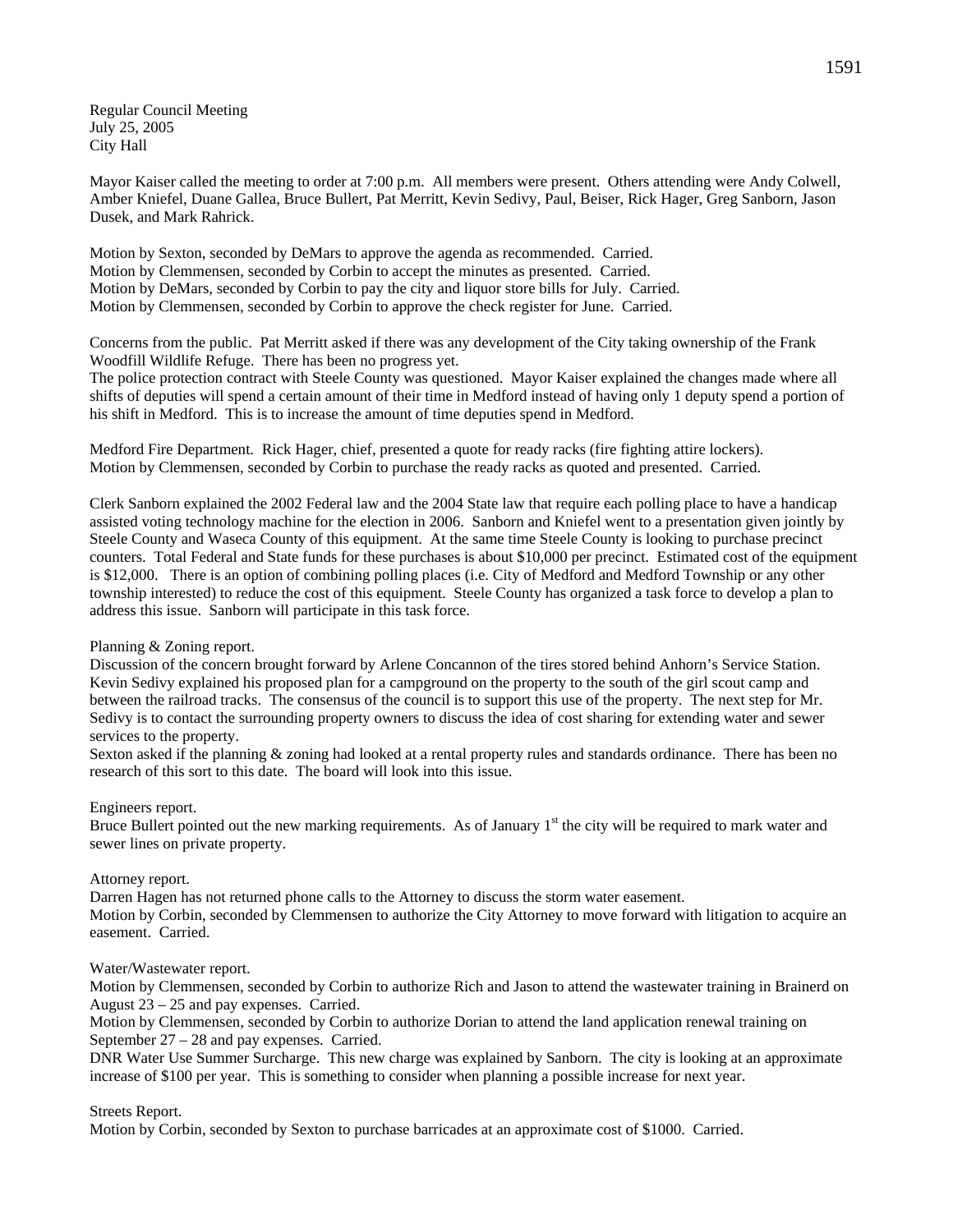Regular Council Meeting
July 25, 2005
City Hall

Mayor Kaiser called the meeting to order at 7:00 p.m. All members were present. Others attending were Andy Colwell, Amber Kniefel, Duane Gallea, Bruce Bullert, Pat Merritt, Kevin Sedivy, Paul, Beiser, Rick Hager, Greg Sanborn, Jason Dusek, and Mark Rahrick.

Motion by Sexton, seconded by DeMars to approve the agenda as recommended. Carried.
Motion by Clemmensen, seconded by Corbin to accept the minutes as presented. Carried.
Motion by DeMars, seconded by Corbin to pay the city and liquor store bills for July. Carried.
Motion by Clemmensen, seconded by Corbin to approve the check register for June. Carried.

Concerns from the public. Pat Merritt asked if there was any development of the City taking ownership of the Frank Woodfill Wildlife Refuge. There has been no progress yet.
The police protection contract with Steele County was questioned. Mayor Kaiser explained the changes made where all shifts of deputies will spend a certain amount of their time in Medford instead of having only 1 deputy spend a portion of his shift in Medford. This is to increase the amount of time deputies spend in Medford.

Medford Fire Department. Rick Hager, chief, presented a quote for ready racks (fire fighting attire lockers).
Motion by Clemmensen, seconded by Corbin to purchase the ready racks as quoted and presented. Carried.

Clerk Sanborn explained the 2002 Federal law and the 2004 State law that require each polling place to have a handicap assisted voting technology machine for the election in 2006. Sanborn and Kniefel went to a presentation given jointly by Steele County and Waseca County of this equipment. At the same time Steele County is looking to purchase precinct counters. Total Federal and State funds for these purchases is about $10,000 per precinct. Estimated cost of the equipment is $12,000. There is an option of combining polling places (i.e. City of Medford and Medford Township or any other township interested) to reduce the cost of this equipment. Steele County has organized a task force to develop a plan to address this issue. Sanborn will participate in this task force.

Planning & Zoning report.
Discussion of the concern brought forward by Arlene Concannon of the tires stored behind Anhorn's Service Station.
Kevin Sedivy explained his proposed plan for a campground on the property to the south of the girl scout camp and between the railroad tracks. The consensus of the council is to support this use of the property. The next step for Mr. Sedivy is to contact the surrounding property owners to discuss the idea of cost sharing for extending water and sewer services to the property.
Sexton asked if the planning & zoning had looked at a rental property rules and standards ordinance. There has been no research of this sort to this date. The board will look into this issue.

Engineers report.
Bruce Bullert pointed out the new marking requirements. As of January 1st the city will be required to mark water and sewer lines on private property.

Attorney report.
Darren Hagen has not returned phone calls to the Attorney to discuss the storm water easement.
Motion by Corbin, seconded by Clemmensen to authorize the City Attorney to move forward with litigation to acquire an easement. Carried.

Water/Wastewater report.
Motion by Clemmensen, seconded by Corbin to authorize Rich and Jason to attend the wastewater training in Brainerd on August 23 – 25 and pay expenses. Carried.
Motion by Clemmensen, seconded by Corbin to authorize Dorian to attend the land application renewal training on September 27 – 28 and pay expenses. Carried.
DNR Water Use Summer Surcharge. This new charge was explained by Sanborn. The city is looking at an approximate increase of $100 per year. This is something to consider when planning a possible increase for next year.

Streets Report.
Motion by Corbin, seconded by Sexton to purchase barricades at an approximate cost of $1000. Carried.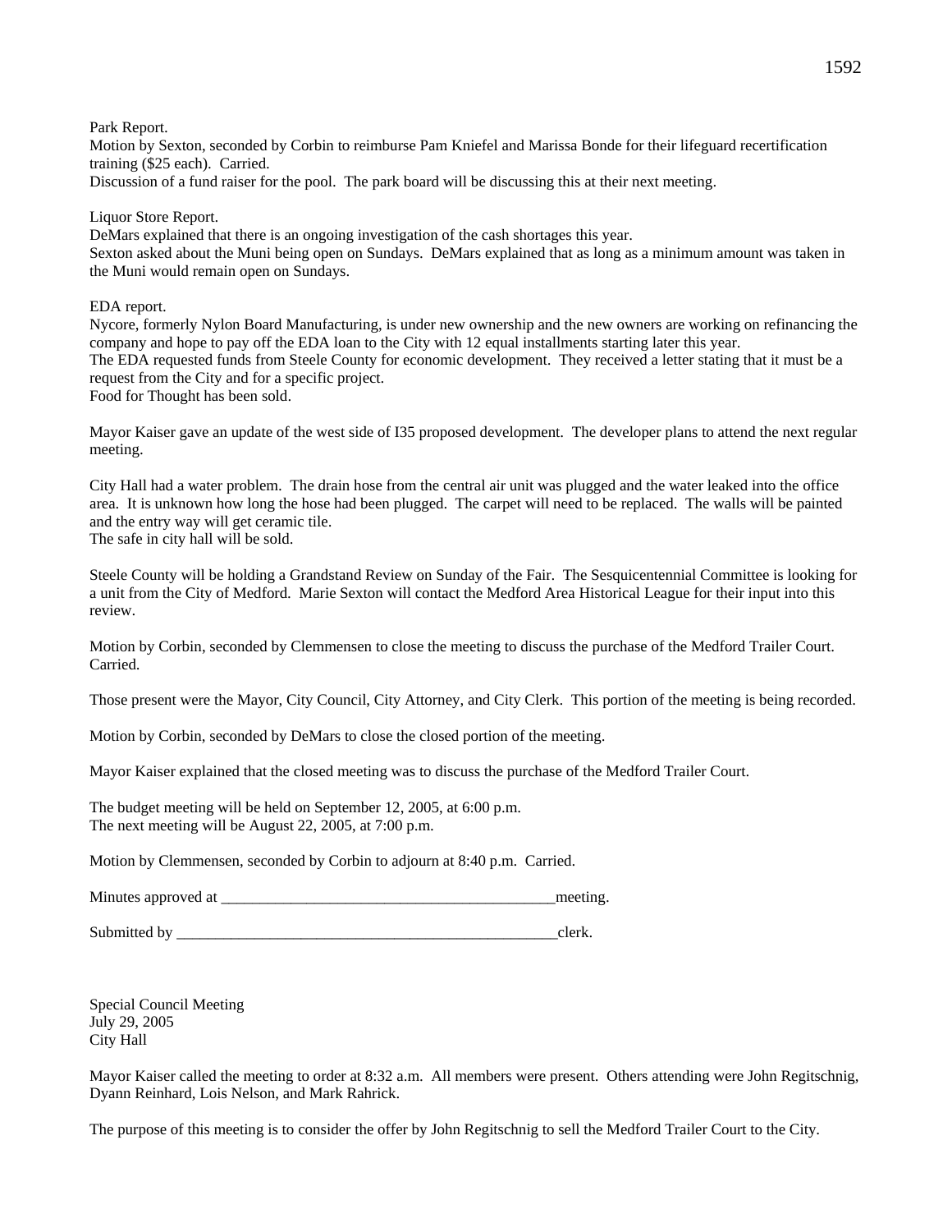Park Report.
Motion by Sexton, seconded by Corbin to reimburse Pam Kniefel and Marissa Bonde for their lifeguard recertification training ($25 each). Carried.
Discussion of a fund raiser for the pool. The park board will be discussing this at their next meeting.

Liquor Store Report.
DeMars explained that there is an ongoing investigation of the cash shortages this year.
Sexton asked about the Muni being open on Sundays. DeMars explained that as long as a minimum amount was taken in the Muni would remain open on Sundays.

EDA report.
Nycore, formerly Nylon Board Manufacturing, is under new ownership and the new owners are working on refinancing the company and hope to pay off the EDA loan to the City with 12 equal installments starting later this year.
The EDA requested funds from Steele County for economic development. They received a letter stating that it must be a request from the City and for a specific project.
Food for Thought has been sold.

Mayor Kaiser gave an update of the west side of I35 proposed development. The developer plans to attend the next regular meeting.

City Hall had a water problem. The drain hose from the central air unit was plugged and the water leaked into the office area. It is unknown how long the hose had been plugged. The carpet will need to be replaced. The walls will be painted and the entry way will get ceramic tile.
The safe in city hall will be sold.

Steele County will be holding a Grandstand Review on Sunday of the Fair. The Sesquicentennial Committee is looking for a unit from the City of Medford. Marie Sexton will contact the Medford Area Historical League for their input into this review.

Motion by Corbin, seconded by Clemmensen to close the meeting to discuss the purchase of the Medford Trailer Court. Carried.

Those present were the Mayor, City Council, City Attorney, and City Clerk. This portion of the meeting is being recorded.

Motion by Corbin, seconded by DeMars to close the closed portion of the meeting.

Mayor Kaiser explained that the closed meeting was to discuss the purchase of the Medford Trailer Court.

The budget meeting will be held on September 12, 2005, at 6:00 p.m.
The next meeting will be August 22, 2005, at 7:00 p.m.

Motion by Clemmensen, seconded by Corbin to adjourn at 8:40 p.m. Carried.

Minutes approved at ___________________________________________meeting.

Submitted by ___________________________________________________clerk.

Special Council Meeting
July 29, 2005
City Hall

Mayor Kaiser called the meeting to order at 8:32 a.m. All members were present. Others attending were John Regitschnig, Dyann Reinhard, Lois Nelson, and Mark Rahrick.

The purpose of this meeting is to consider the offer by John Regitschnig to sell the Medford Trailer Court to the City.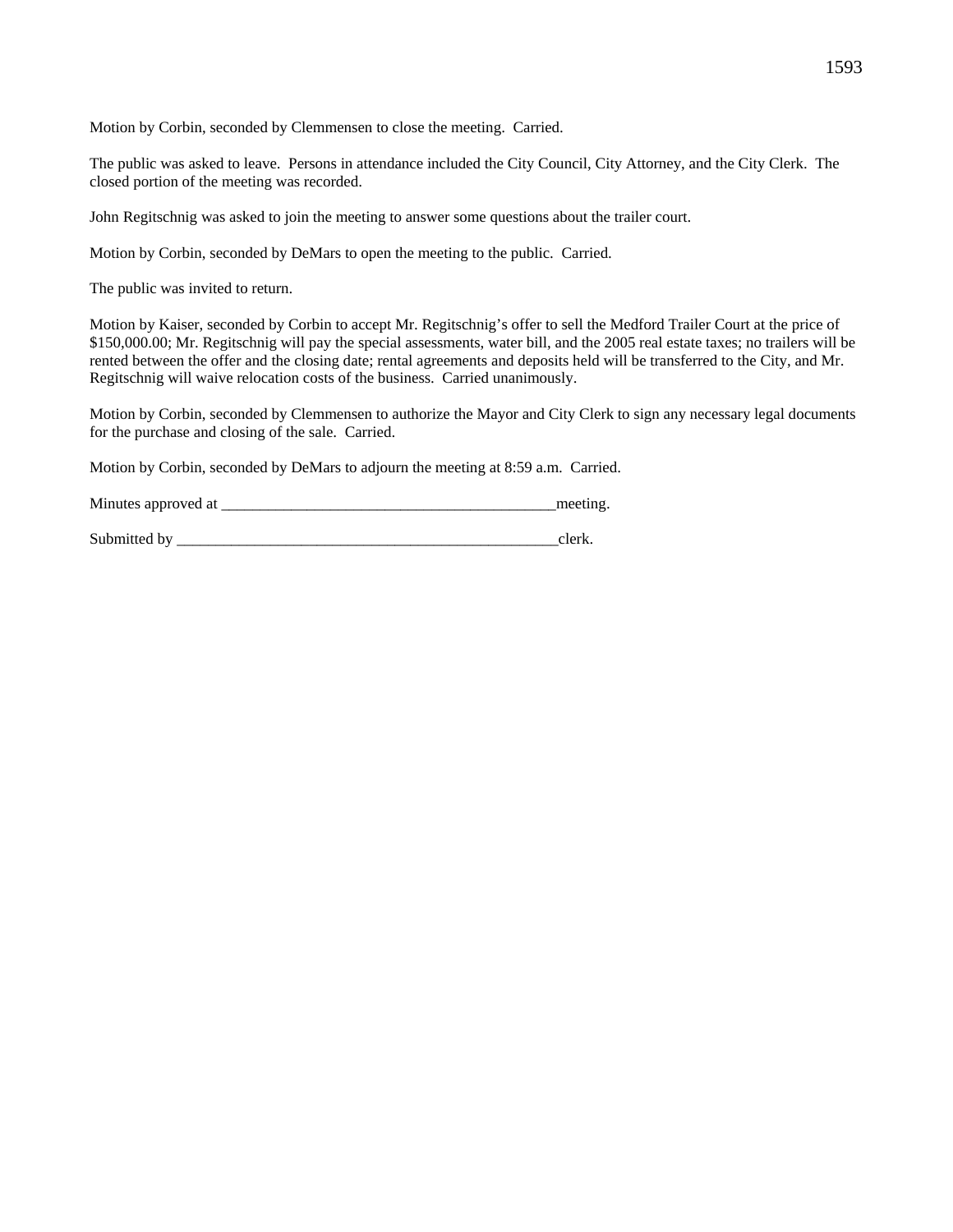Motion by Corbin, seconded by Clemmensen to close the meeting. Carried.

The public was asked to leave. Persons in attendance included the City Council, City Attorney, and the City Clerk. The closed portion of the meeting was recorded.

John Regitschnig was asked to join the meeting to answer some questions about the trailer court.

Motion by Corbin, seconded by DeMars to open the meeting to the public. Carried.

The public was invited to return.

Motion by Kaiser, seconded by Corbin to accept Mr. Regitschnig's offer to sell the Medford Trailer Court at the price of $150,000.00; Mr. Regitschnig will pay the special assessments, water bill, and the 2005 real estate taxes; no trailers will be rented between the offer and the closing date; rental agreements and deposits held will be transferred to the City, and Mr. Regitschnig will waive relocation costs of the business. Carried unanimously.

Motion by Corbin, seconded by Clemmensen to authorize the Mayor and City Clerk to sign any necessary legal documents for the purchase and closing of the sale. Carried.

Motion by Corbin, seconded by DeMars to adjourn the meeting at 8:59 a.m. Carried.

Minutes approved at ____________________________________________meeting.

Submitted by ____________________________________________________clerk.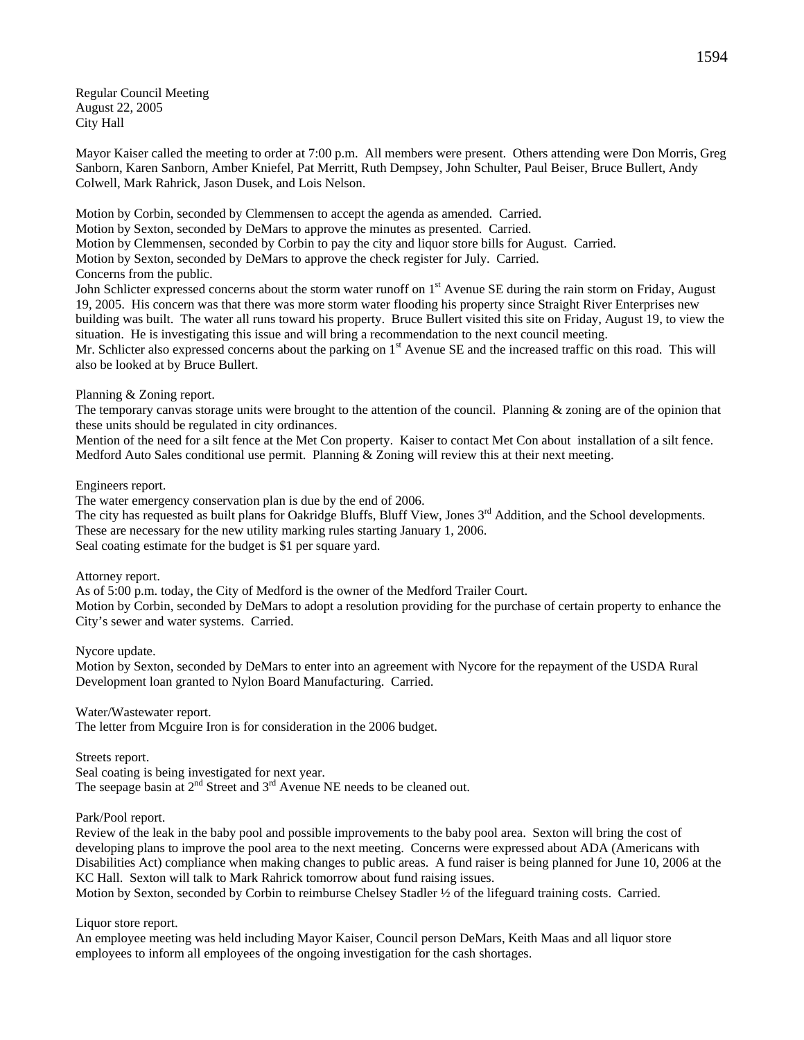Regular Council Meeting
August 22, 2005
City Hall

Mayor Kaiser called the meeting to order at 7:00 p.m. All members were present. Others attending were Don Morris, Greg Sanborn, Karen Sanborn, Amber Kniefel, Pat Merritt, Ruth Dempsey, John Schulter, Paul Beiser, Bruce Bullert, Andy Colwell, Mark Rahrick, Jason Dusek, and Lois Nelson.

Motion by Corbin, seconded by Clemmensen to accept the agenda as amended. Carried.
Motion by Sexton, seconded by DeMars to approve the minutes as presented. Carried.
Motion by Clemmensen, seconded by Corbin to pay the city and liquor store bills for August. Carried.
Motion by Sexton, seconded by DeMars to approve the check register for July. Carried.
Concerns from the public.
John Schlicter expressed concerns about the storm water runoff on 1st Avenue SE during the rain storm on Friday, August 19, 2005. His concern was that there was more storm water flooding his property since Straight River Enterprises new building was built. The water all runs toward his property. Bruce Bullert visited this site on Friday, August 19, to view the situation. He is investigating this issue and will bring a recommendation to the next council meeting.
Mr. Schlicter also expressed concerns about the parking on 1st Avenue SE and the increased traffic on this road. This will also be looked at by Bruce Bullert.

Planning & Zoning report.
The temporary canvas storage units were brought to the attention of the council. Planning & zoning are of the opinion that these units should be regulated in city ordinances.
Mention of the need for a silt fence at the Met Con property. Kaiser to contact Met Con about installation of a silt fence.
Medford Auto Sales conditional use permit. Planning & Zoning will review this at their next meeting.

Engineers report.
The water emergency conservation plan is due by the end of 2006.
The city has requested as built plans for Oakridge Bluffs, Bluff View, Jones 3rd Addition, and the School developments. These are necessary for the new utility marking rules starting January 1, 2006.
Seal coating estimate for the budget is $1 per square yard.

Attorney report.
As of 5:00 p.m. today, the City of Medford is the owner of the Medford Trailer Court.
Motion by Corbin, seconded by DeMars to adopt a resolution providing for the purchase of certain property to enhance the City's sewer and water systems. Carried.

Nycore update.
Motion by Sexton, seconded by DeMars to enter into an agreement with Nycore for the repayment of the USDA Rural Development loan granted to Nylon Board Manufacturing. Carried.

Water/Wastewater report.
The letter from Mcguire Iron is for consideration in the 2006 budget.

Streets report.
Seal coating is being investigated for next year.
The seepage basin at 2nd Street and 3rd Avenue NE needs to be cleaned out.

Park/Pool report.
Review of the leak in the baby pool and possible improvements to the baby pool area. Sexton will bring the cost of developing plans to improve the pool area to the next meeting. Concerns were expressed about ADA (Americans with Disabilities Act) compliance when making changes to public areas. A fund raiser is being planned for June 10, 2006 at the KC Hall. Sexton will talk to Mark Rahrick tomorrow about fund raising issues.
Motion by Sexton, seconded by Corbin to reimburse Chelsey Stadler ½ of the lifeguard training costs. Carried.

Liquor store report.
An employee meeting was held including Mayor Kaiser, Council person DeMars, Keith Maas and all liquor store employees to inform all employees of the ongoing investigation for the cash shortages.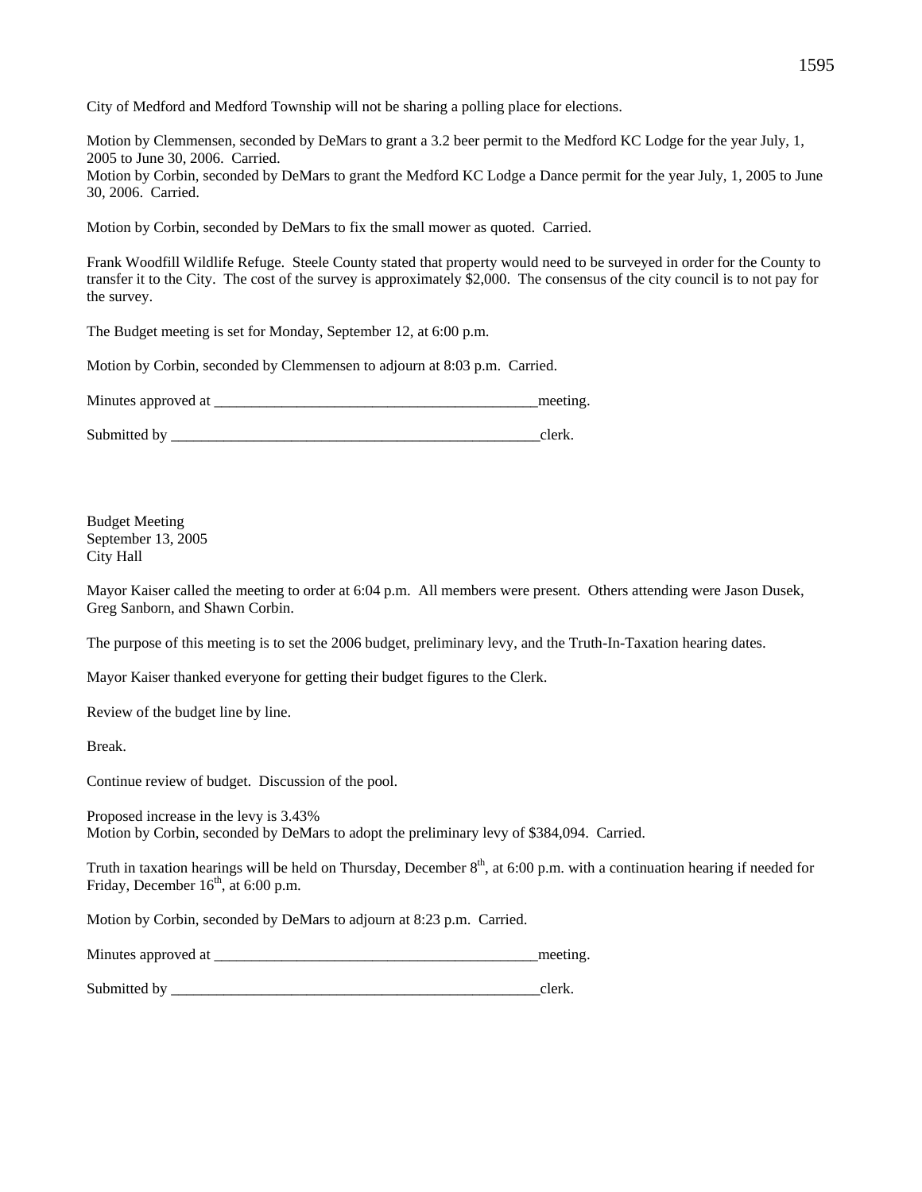City of Medford and Medford Township will not be sharing a polling place for elections.

Motion by Clemmensen, seconded by DeMars to grant a 3.2 beer permit to the Medford KC Lodge for the year July, 1, 2005 to June 30, 2006. Carried.
Motion by Corbin, seconded by DeMars to grant the Medford KC Lodge a Dance permit for the year July, 1, 2005 to June 30, 2006. Carried.

Motion by Corbin, seconded by DeMars to fix the small mower as quoted. Carried.

Frank Woodfill Wildlife Refuge. Steele County stated that property would need to be surveyed in order for the County to transfer it to the City. The cost of the survey is approximately $2,000. The consensus of the city council is to not pay for the survey.

The Budget meeting is set for Monday, September 12, at 6:00 p.m.

Motion by Corbin, seconded by Clemmensen to adjourn at 8:03 p.m. Carried.

Minutes approved at ____________________________________________meeting.

Submitted by ____________________________________________________clerk.

Budget Meeting
September 13, 2005
City Hall

Mayor Kaiser called the meeting to order at 6:04 p.m. All members were present. Others attending were Jason Dusek, Greg Sanborn, and Shawn Corbin.

The purpose of this meeting is to set the 2006 budget, preliminary levy, and the Truth-In-Taxation hearing dates.

Mayor Kaiser thanked everyone for getting their budget figures to the Clerk.

Review of the budget line by line.

Break.

Continue review of budget. Discussion of the pool.

Proposed increase in the levy is 3.43%
Motion by Corbin, seconded by DeMars to adopt the preliminary levy of $384,094. Carried.

Truth in taxation hearings will be held on Thursday, December 8th, at 6:00 p.m. with a continuation hearing if needed for Friday, December 16th, at 6:00 p.m.

Motion by Corbin, seconded by DeMars to adjourn at 8:23 p.m. Carried.

Minutes approved at ____________________________________________meeting.

Submitted by ____________________________________________________clerk.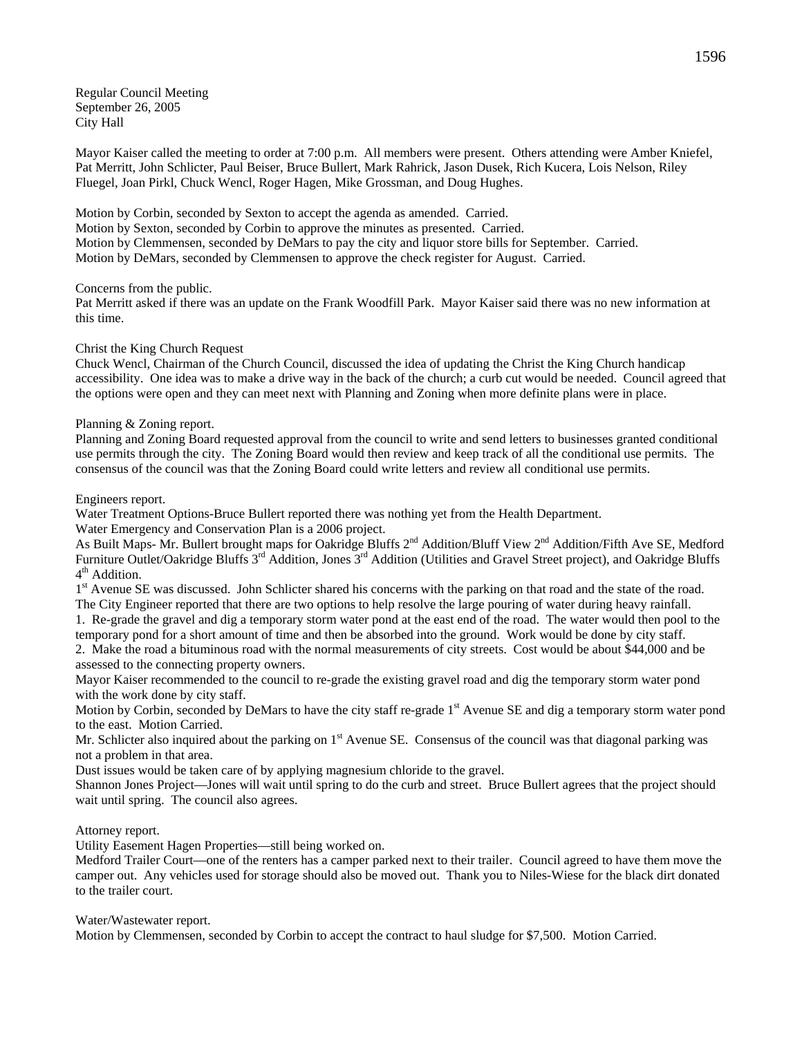Regular Council Meeting
September 26, 2005
City Hall

Mayor Kaiser called the meeting to order at 7:00 p.m. All members were present. Others attending were Amber Kniefel, Pat Merritt, John Schlicter, Paul Beiser, Bruce Bullert, Mark Rahrick, Jason Dusek, Rich Kucera, Lois Nelson, Riley Fluegel, Joan Pirkl, Chuck Wencl, Roger Hagen, Mike Grossman, and Doug Hughes.

Motion by Corbin, seconded by Sexton to accept the agenda as amended. Carried.
Motion by Sexton, seconded by Corbin to approve the minutes as presented. Carried.
Motion by Clemmensen, seconded by DeMars to pay the city and liquor store bills for September. Carried.
Motion by DeMars, seconded by Clemmensen to approve the check register for August. Carried.

Concerns from the public.
Pat Merritt asked if there was an update on the Frank Woodfill Park. Mayor Kaiser said there was no new information at this time.

Christ the King Church Request
Chuck Wencl, Chairman of the Church Council, discussed the idea of updating the Christ the King Church handicap accessibility. One idea was to make a drive way in the back of the church; a curb cut would be needed. Council agreed that the options were open and they can meet next with Planning and Zoning when more definite plans were in place.

Planning & Zoning report.
Planning and Zoning Board requested approval from the council to write and send letters to businesses granted conditional use permits through the city. The Zoning Board would then review and keep track of all the conditional use permits. The consensus of the council was that the Zoning Board could write letters and review all conditional use permits.

Engineers report.
Water Treatment Options-Bruce Bullert reported there was nothing yet from the Health Department.
Water Emergency and Conservation Plan is a 2006 project.
As Built Maps- Mr. Bullert brought maps for Oakridge Bluffs 2nd Addition/Bluff View 2nd Addition/Fifth Ave SE, Medford Furniture Outlet/Oakridge Bluffs 3rd Addition, Jones 3rd Addition (Utilities and Gravel Street project), and Oakridge Bluffs 4th Addition.
1st Avenue SE was discussed. John Schlicter shared his concerns with the parking on that road and the state of the road. The City Engineer reported that there are two options to help resolve the large pouring of water during heavy rainfall.
1. Re-grade the gravel and dig a temporary storm water pond at the east end of the road. The water would then pool to the temporary pond for a short amount of time and then be absorbed into the ground. Work would be done by city staff.
2. Make the road a bituminous road with the normal measurements of city streets. Cost would be about $44,000 and be assessed to the connecting property owners.
Mayor Kaiser recommended to the council to re-grade the existing gravel road and dig the temporary storm water pond with the work done by city staff.
Motion by Corbin, seconded by DeMars to have the city staff re-grade 1st Avenue SE and dig a temporary storm water pond to the east. Motion Carried.
Mr. Schlicter also inquired about the parking on 1st Avenue SE. Consensus of the council was that diagonal parking was not a problem in that area.
Dust issues would be taken care of by applying magnesium chloride to the gravel.
Shannon Jones Project—Jones will wait until spring to do the curb and street. Bruce Bullert agrees that the project should wait until spring. The council also agrees.

Attorney report.
Utility Easement Hagen Properties—still being worked on.
Medford Trailer Court—one of the renters has a camper parked next to their trailer. Council agreed to have them move the camper out. Any vehicles used for storage should also be moved out. Thank you to Niles-Wiese for the black dirt donated to the trailer court.

Water/Wastewater report.
Motion by Clemmensen, seconded by Corbin to accept the contract to haul sludge for $7,500. Motion Carried.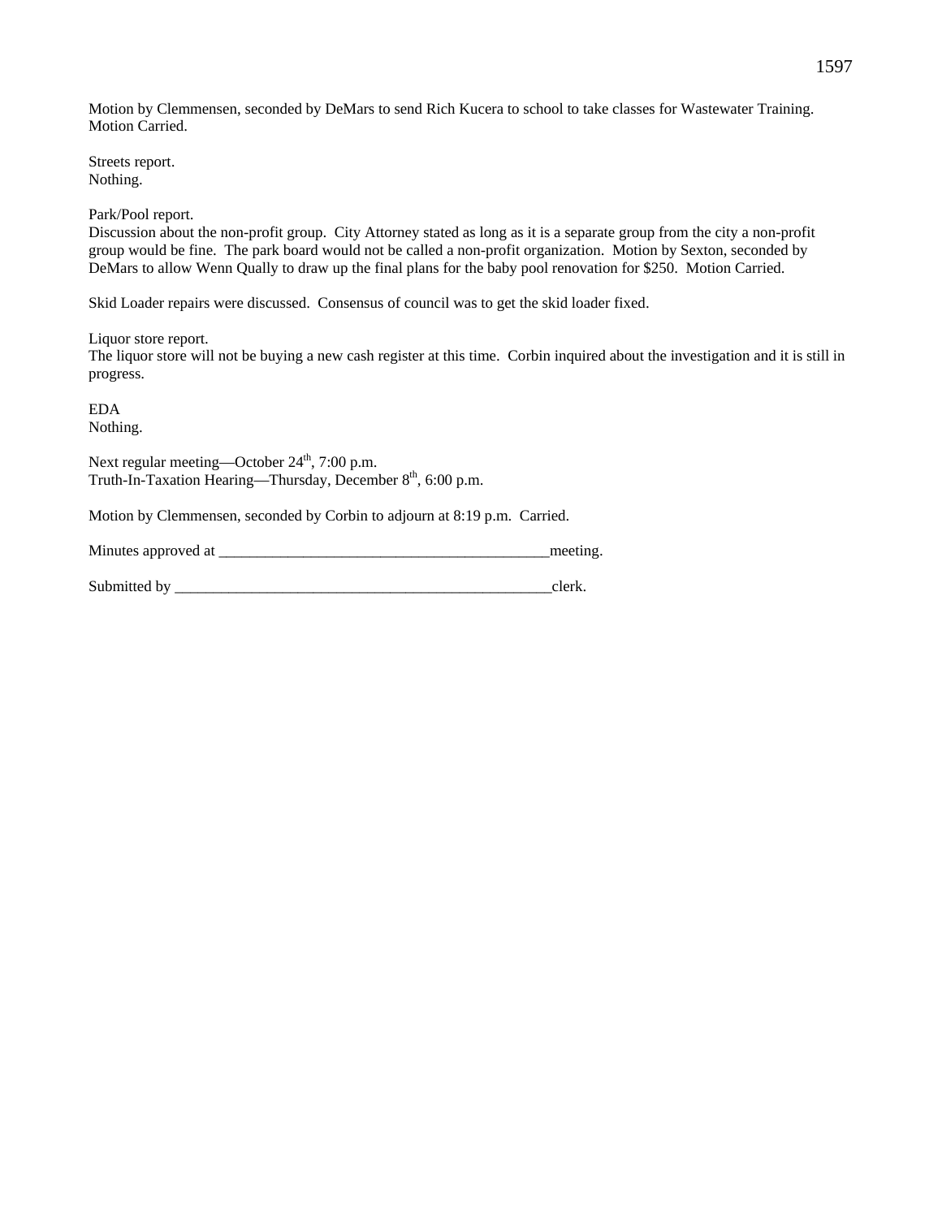Motion by Clemmensen, seconded by DeMars to send Rich Kucera to school to take classes for Wastewater Training. Motion Carried.

Streets report.
Nothing.

Park/Pool report.
Discussion about the non-profit group. City Attorney stated as long as it is a separate group from the city a non-profit group would be fine. The park board would not be called a non-profit organization. Motion by Sexton, seconded by DeMars to allow Wenn Qually to draw up the final plans for the baby pool renovation for $250. Motion Carried.

Skid Loader repairs were discussed. Consensus of council was to get the skid loader fixed.

Liquor store report.
The liquor store will not be buying a new cash register at this time. Corbin inquired about the investigation and it is still in progress.

EDA
Nothing.

Next regular meeting—October 24th, 7:00 p.m.
Truth-In-Taxation Hearing—Thursday, December 8th, 6:00 p.m.

Motion by Clemmensen, seconded by Corbin to adjourn at 8:19 p.m. Carried.

Minutes approved at ___________________________________________meeting.

Submitted by ___________________________________________________clerk.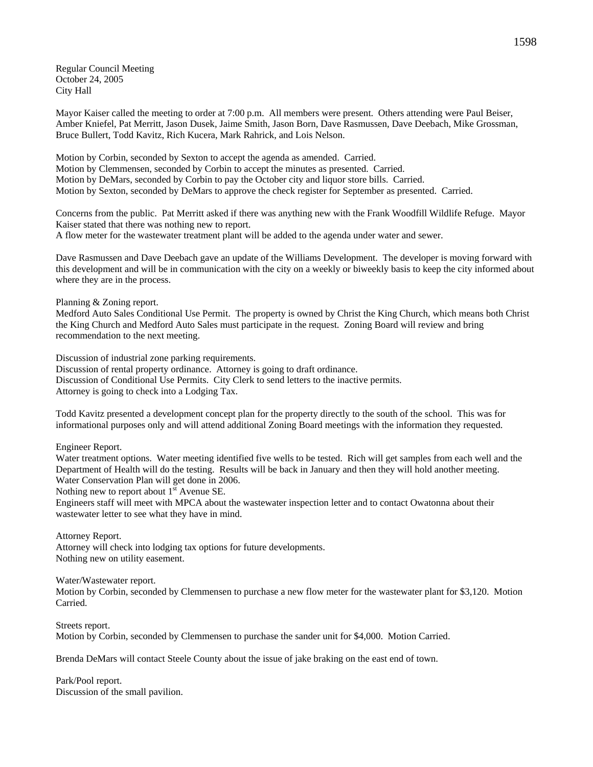Regular Council Meeting
October 24, 2005
City Hall

Mayor Kaiser called the meeting to order at 7:00 p.m. All members were present. Others attending were Paul Beiser, Amber Kniefel, Pat Merritt, Jason Dusek, Jaime Smith, Jason Born, Dave Rasmussen, Dave Deebach, Mike Grossman, Bruce Bullert, Todd Kavitz, Rich Kucera, Mark Rahrick, and Lois Nelson.

Motion by Corbin, seconded by Sexton to accept the agenda as amended. Carried.
Motion by Clemmensen, seconded by Corbin to accept the minutes as presented. Carried.
Motion by DeMars, seconded by Corbin to pay the October city and liquor store bills. Carried.
Motion by Sexton, seconded by DeMars to approve the check register for September as presented. Carried.

Concerns from the public. Pat Merritt asked if there was anything new with the Frank Woodfill Wildlife Refuge. Mayor Kaiser stated that there was nothing new to report.
A flow meter for the wastewater treatment plant will be added to the agenda under water and sewer.

Dave Rasmussen and Dave Deebach gave an update of the Williams Development. The developer is moving forward with this development and will be in communication with the city on a weekly or biweekly basis to keep the city informed about where they are in the process.

Planning & Zoning report.
Medford Auto Sales Conditional Use Permit. The property is owned by Christ the King Church, which means both Christ the King Church and Medford Auto Sales must participate in the request. Zoning Board will review and bring recommendation to the next meeting.

Discussion of industrial zone parking requirements.
Discussion of rental property ordinance. Attorney is going to draft ordinance.
Discussion of Conditional Use Permits. City Clerk to send letters to the inactive permits.
Attorney is going to check into a Lodging Tax.

Todd Kavitz presented a development concept plan for the property directly to the south of the school. This was for informational purposes only and will attend additional Zoning Board meetings with the information they requested.

Engineer Report.
Water treatment options. Water meeting identified five wells to be tested. Rich will get samples from each well and the Department of Health will do the testing. Results will be back in January and then they will hold another meeting.
Water Conservation Plan will get done in 2006.
Nothing new to report about 1st Avenue SE.
Engineers staff will meet with MPCA about the wastewater inspection letter and to contact Owatonna about their wastewater letter to see what they have in mind.

Attorney Report.
Attorney will check into lodging tax options for future developments.
Nothing new on utility easement.

Water/Wastewater report.
Motion by Corbin, seconded by Clemmensen to purchase a new flow meter for the wastewater plant for $3,120. Motion Carried.

Streets report.
Motion by Corbin, seconded by Clemmensen to purchase the sander unit for $4,000. Motion Carried.

Brenda DeMars will contact Steele County about the issue of jake braking on the east end of town.

Park/Pool report.
Discussion of the small pavilion.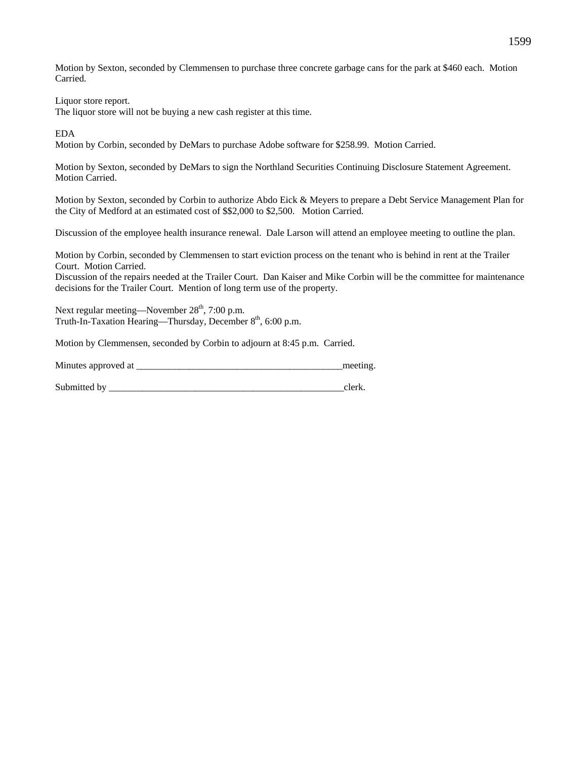Motion by Sexton, seconded by Clemmensen to purchase three concrete garbage cans for the park at $460 each. Motion Carried.

Liquor store report.
The liquor store will not be buying a new cash register at this time.

EDA
Motion by Corbin, seconded by DeMars to purchase Adobe software for $258.99. Motion Carried.

Motion by Sexton, seconded by DeMars to sign the Northland Securities Continuing Disclosure Statement Agreement. Motion Carried.

Motion by Sexton, seconded by Corbin to authorize Abdo Eick & Meyers to prepare a Debt Service Management Plan for the City of Medford at an estimated cost of $$2,000 to $2,500. Motion Carried.

Discussion of the employee health insurance renewal. Dale Larson will attend an employee meeting to outline the plan.

Motion by Corbin, seconded by Clemmensen to start eviction process on the tenant who is behind in rent at the Trailer Court. Motion Carried.
Discussion of the repairs needed at the Trailer Court. Dan Kaiser and Mike Corbin will be the committee for maintenance decisions for the Trailer Court. Mention of long term use of the property.

Next regular meeting—November 28th, 7:00 p.m.
Truth-In-Taxation Hearing—Thursday, December 8th, 6:00 p.m.

Motion by Clemmensen, seconded by Corbin to adjourn at 8:45 p.m. Carried.

Minutes approved at ___________________________________________meeting.

Submitted by _____________________________________________________clerk.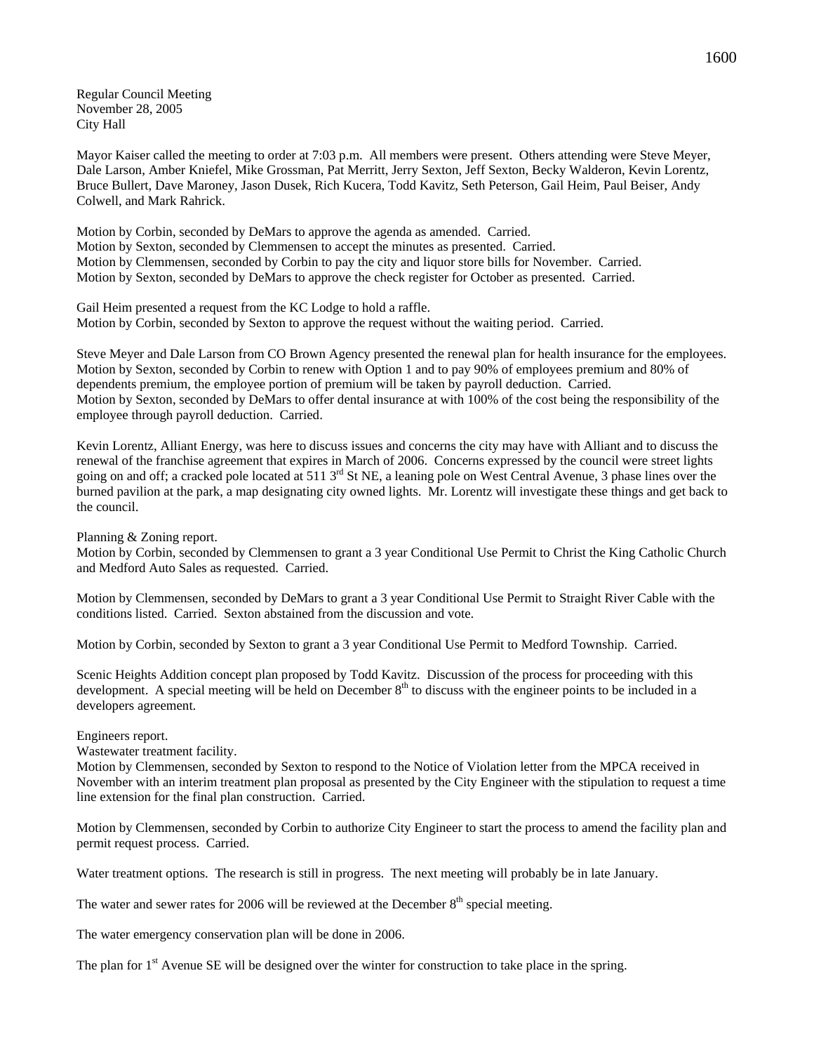Regular Council Meeting
November 28, 2005
City Hall

Mayor Kaiser called the meeting to order at 7:03 p.m. All members were present. Others attending were Steve Meyer, Dale Larson, Amber Kniefel, Mike Grossman, Pat Merritt, Jerry Sexton, Jeff Sexton, Becky Walderon, Kevin Lorentz, Bruce Bullert, Dave Maroney, Jason Dusek, Rich Kucera, Todd Kavitz, Seth Peterson, Gail Heim, Paul Beiser, Andy Colwell, and Mark Rahrick.

Motion by Corbin, seconded by DeMars to approve the agenda as amended. Carried.
Motion by Sexton, seconded by Clemmensen to accept the minutes as presented. Carried.
Motion by Clemmensen, seconded by Corbin to pay the city and liquor store bills for November. Carried.
Motion by Sexton, seconded by DeMars to approve the check register for October as presented. Carried.

Gail Heim presented a request from the KC Lodge to hold a raffle.
Motion by Corbin, seconded by Sexton to approve the request without the waiting period. Carried.

Steve Meyer and Dale Larson from CO Brown Agency presented the renewal plan for health insurance for the employees.
Motion by Sexton, seconded by Corbin to renew with Option 1 and to pay 90% of employees premium and 80% of dependents premium, the employee portion of premium will be taken by payroll deduction. Carried.
Motion by Sexton, seconded by DeMars to offer dental insurance at with 100% of the cost being the responsibility of the employee through payroll deduction. Carried.

Kevin Lorentz, Alliant Energy, was here to discuss issues and concerns the city may have with Alliant and to discuss the renewal of the franchise agreement that expires in March of 2006. Concerns expressed by the council were street lights going on and off; a cracked pole located at 511 3rd St NE, a leaning pole on West Central Avenue, 3 phase lines over the burned pavilion at the park, a map designating city owned lights. Mr. Lorentz will investigate these things and get back to the council.

Planning & Zoning report.
Motion by Corbin, seconded by Clemmensen to grant a 3 year Conditional Use Permit to Christ the King Catholic Church and Medford Auto Sales as requested. Carried.

Motion by Clemmensen, seconded by DeMars to grant a 3 year Conditional Use Permit to Straight River Cable with the conditions listed. Carried. Sexton abstained from the discussion and vote.

Motion by Corbin, seconded by Sexton to grant a 3 year Conditional Use Permit to Medford Township. Carried.

Scenic Heights Addition concept plan proposed by Todd Kavitz. Discussion of the process for proceeding with this development. A special meeting will be held on December 8th to discuss with the engineer points to be included in a developers agreement.

Engineers report.
Wastewater treatment facility.
Motion by Clemmensen, seconded by Sexton to respond to the Notice of Violation letter from the MPCA received in November with an interim treatment plan proposal as presented by the City Engineer with the stipulation to request a time line extension for the final plan construction. Carried.

Motion by Clemmensen, seconded by Corbin to authorize City Engineer to start the process to amend the facility plan and permit request process. Carried.

Water treatment options. The research is still in progress. The next meeting will probably be in late January.

The water and sewer rates for 2006 will be reviewed at the December 8th special meeting.

The water emergency conservation plan will be done in 2006.

The plan for 1st Avenue SE will be designed over the winter for construction to take place in the spring.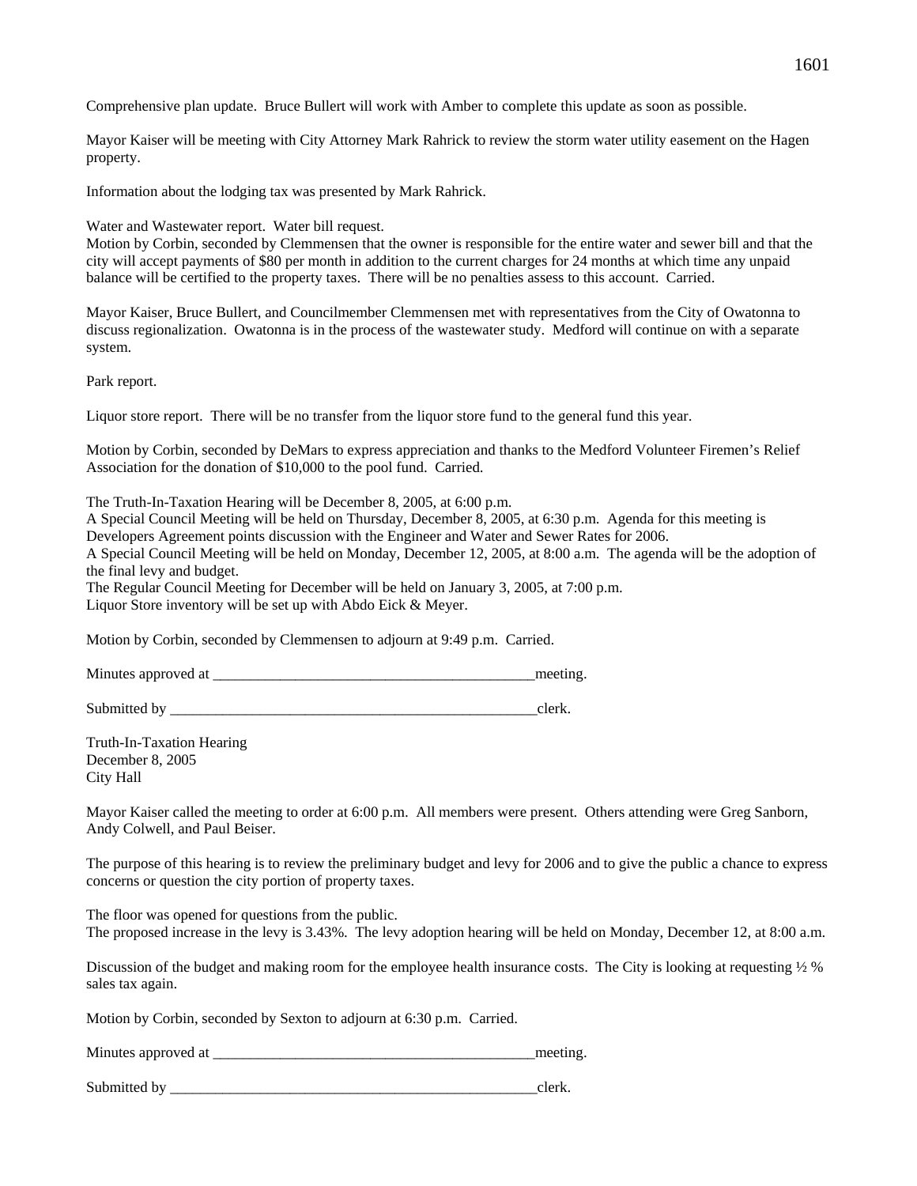Comprehensive plan update. Bruce Bullert will work with Amber to complete this update as soon as possible.

Mayor Kaiser will be meeting with City Attorney Mark Rahrick to review the storm water utility easement on the Hagen property.

Information about the lodging tax was presented by Mark Rahrick.

Water and Wastewater report. Water bill request.
Motion by Corbin, seconded by Clemmensen that the owner is responsible for the entire water and sewer bill and that the city will accept payments of $80 per month in addition to the current charges for 24 months at which time any unpaid balance will be certified to the property taxes. There will be no penalties assess to this account. Carried.

Mayor Kaiser, Bruce Bullert, and Councilmember Clemmensen met with representatives from the City of Owatonna to discuss regionalization. Owatonna is in the process of the wastewater study. Medford will continue on with a separate system.

Park report.

Liquor store report. There will be no transfer from the liquor store fund to the general fund this year.

Motion by Corbin, seconded by DeMars to express appreciation and thanks to the Medford Volunteer Firemen's Relief Association for the donation of $10,000 to the pool fund. Carried.

The Truth-In-Taxation Hearing will be December 8, 2005, at 6:00 p.m.
A Special Council Meeting will be held on Thursday, December 8, 2005, at 6:30 p.m. Agenda for this meeting is Developers Agreement points discussion with the Engineer and Water and Sewer Rates for 2006.
A Special Council Meeting will be held on Monday, December 12, 2005, at 8:00 a.m. The agenda will be the adoption of the final levy and budget.
The Regular Council Meeting for December will be held on January 3, 2005, at 7:00 p.m.
Liquor Store inventory will be set up with Abdo Eick & Meyer.

Motion by Corbin, seconded by Clemmensen to adjourn at 9:49 p.m. Carried.

Minutes approved at ____________________________________________meeting.

Submitted by __________________________________________________clerk.

Truth-In-Taxation Hearing
December 8, 2005
City Hall

Mayor Kaiser called the meeting to order at 6:00 p.m. All members were present. Others attending were Greg Sanborn, Andy Colwell, and Paul Beiser.

The purpose of this hearing is to review the preliminary budget and levy for 2006 and to give the public a chance to express concerns or question the city portion of property taxes.

The floor was opened for questions from the public.
The proposed increase in the levy is 3.43%. The levy adoption hearing will be held on Monday, December 12, at 8:00 a.m.

Discussion of the budget and making room for the employee health insurance costs. The City is looking at requesting ½ % sales tax again.

Motion by Corbin, seconded by Sexton to adjourn at 6:30 p.m. Carried.

Minutes approved at ____________________________________________meeting.

Submitted by __________________________________________________clerk.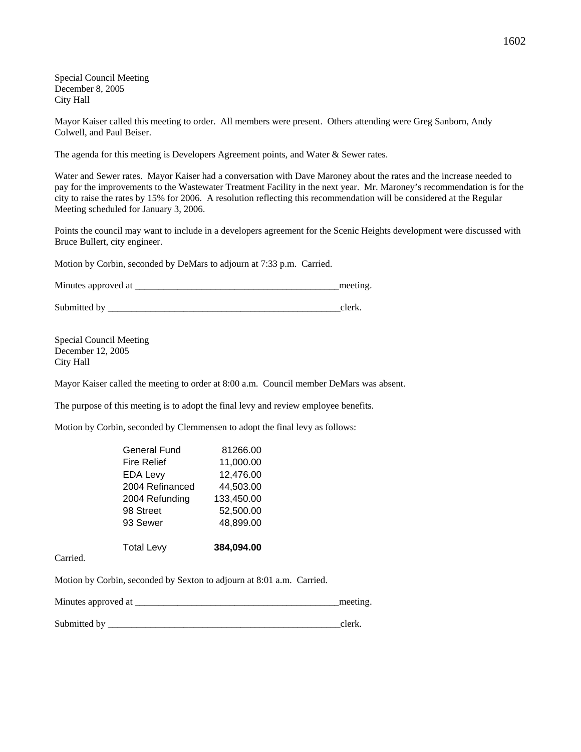Special Council Meeting
December 8, 2005
City Hall

Mayor Kaiser called this meeting to order. All members were present. Others attending were Greg Sanborn, Andy Colwell, and Paul Beiser.

The agenda for this meeting is Developers Agreement points, and Water & Sewer rates.

Water and Sewer rates. Mayor Kaiser had a conversation with Dave Maroney about the rates and the increase needed to pay for the improvements to the Wastewater Treatment Facility in the next year. Mr. Maroney's recommendation is for the city to raise the rates by 15% for 2006. A resolution reflecting this recommendation will be considered at the Regular Meeting scheduled for January 3, 2006.

Points the council may want to include in a developers agreement for the Scenic Heights development were discussed with Bruce Bullert, city engineer.

Motion by Corbin, seconded by DeMars to adjourn at 7:33 p.m. Carried.

Minutes approved at _____________________________________________meeting.

Submitted by ____________________________________________________clerk.

Special Council Meeting
December 12, 2005
City Hall

Mayor Kaiser called the meeting to order at 8:00 a.m. Council member DeMars was absent.

The purpose of this meeting is to adopt the final levy and review employee benefits.

Motion by Corbin, seconded by Clemmensen to adopt the final levy as follows:

| | |
|---|---|
| General Fund | 81266.00 |
| Fire Relief | 11,000.00 |
| EDA Levy | 12,476.00 |
| 2004 Refinanced | 44,503.00 |
| 2004 Refunding | 133,450.00 |
| 98 Street | 52,500.00 |
| 93 Sewer | 48,899.00 |
| Total Levy | **384,094.00** |

Carried.

Motion by Corbin, seconded by Sexton to adjourn at 8:01 a.m. Carried.

Minutes approved at _____________________________________________meeting.

Submitted by ____________________________________________________clerk.